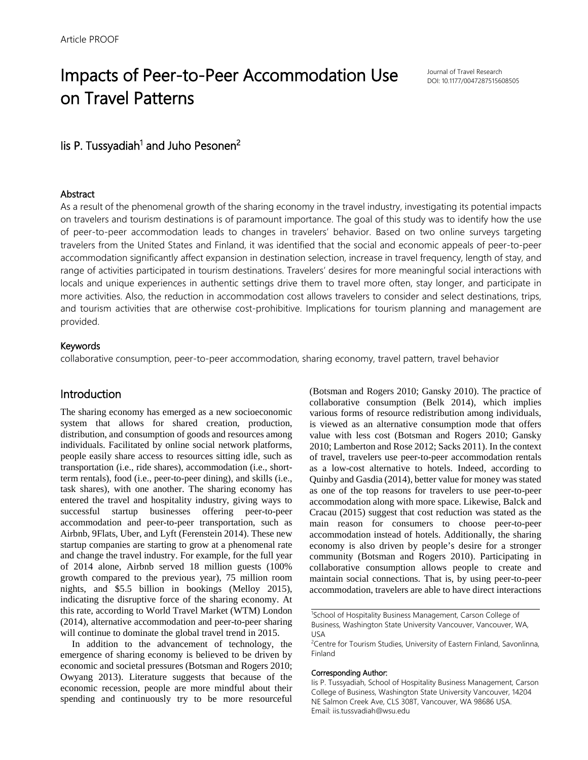Article PROOF

# Impacts of Peer-to-Peer Accommodation Use on Travel Patterns

Journal of Travel Research
DOI: 10.1177/0047287515608505

Iis P. Tussyadiah[1] and Juho Pesonen[2]

## Abstract

As a result of the phenomenal growth of the sharing economy in the travel industry, investigating its potential impacts on travelers and tourism destinations is of paramount importance. The goal of this study was to identify how the use of peer-to-peer accommodation leads to changes in travelers' behavior. Based on two online surveys targeting travelers from the United States and Finland, it was identified that the social and economic appeals of peer-to-peer accommodation significantly affect expansion in destination selection, increase in travel frequency, length of stay, and range of activities participated in tourism destinations. Travelers' desires for more meaningful social interactions with locals and unique experiences in authentic settings drive them to travel more often, stay longer, and participate in more activities. Also, the reduction in accommodation cost allows travelers to consider and select destinations, trips, and tourism activities that are otherwise cost-prohibitive. Implications for tourism planning and management are provided.

## Keywords

collaborative consumption, peer-to-peer accommodation, sharing economy, travel pattern, travel behavior

## Introduction

The sharing economy has emerged as a new socioeconomic system that allows for shared creation, production, distribution, and consumption of goods and resources among individuals. Facilitated by online social network platforms, people easily share access to resources sitting idle, such as transportation (i.e., ride shares), accommodation (i.e., short-term rentals), food (i.e., peer-to-peer dining), and skills (i.e., task shares), with one another. The sharing economy has entered the travel and hospitality industry, giving ways to successful startup businesses offering peer-to-peer accommodation and peer-to-peer transportation, such as Airbnb, 9Flats, Uber, and Lyft (Ferenstein 2014). These new startup companies are starting to grow at a phenomenal rate and change the travel industry. For example, for the full year of 2014 alone, Airbnb served 18 million guests (100% growth compared to the previous year), 75 million room nights, and $5.5 billion in bookings (Melloy 2015), indicating the disruptive force of the sharing economy. At this rate, according to World Travel Market (WTM) London (2014), alternative accommodation and peer-to-peer sharing will continue to dominate the global travel trend in 2015.

In addition to the advancement of technology, the emergence of sharing economy is believed to be driven by economic and societal pressures (Botsman and Rogers 2010; Owyang 2013). Literature suggests that because of the economic recession, people are more mindful about their spending and continuously try to be more resourceful (Botsman and Rogers 2010; Gansky 2010). The practice of collaborative consumption (Belk 2014), which implies various forms of resource redistribution among individuals, is viewed as an alternative consumption mode that offers value with less cost (Botsman and Rogers 2010; Gansky 2010; Lamberton and Rose 2012; Sacks 2011). In the context of travel, travelers use peer-to-peer accommodation rentals as a low-cost alternative to hotels. Indeed, according to Quinby and Gasdia (2014), better value for money was stated as one of the top reasons for travelers to use peer-to-peer accommodation along with more space. Likewise, Balck and Cracau (2015) suggest that cost reduction was stated as the main reason for consumers to choose peer-to-peer accommodation instead of hotels. Additionally, the sharing economy is also driven by people's desire for a stronger community (Botsman and Rogers 2010). Participating in collaborative consumption allows people to create and maintain social connections. That is, by using peer-to-peer accommodation, travelers are able to have direct interactions

---

[1]School of Hospitality Business Management, Carson College of Business, Washington State University Vancouver, Vancouver, WA, USA

[2]Centre for Tourism Studies, University of Eastern Finland, Savonlinna, Finland

**Corresponding Author:**
Iis P. Tussyadiah, School of Hospitality Business Management, Carson College of Business, Washington State University Vancouver, 14204 NE Salmon Creek Ave, CLS 308T, Vancouver, WA 98686 USA.
Email: iis.tussyadiah@wsu.edu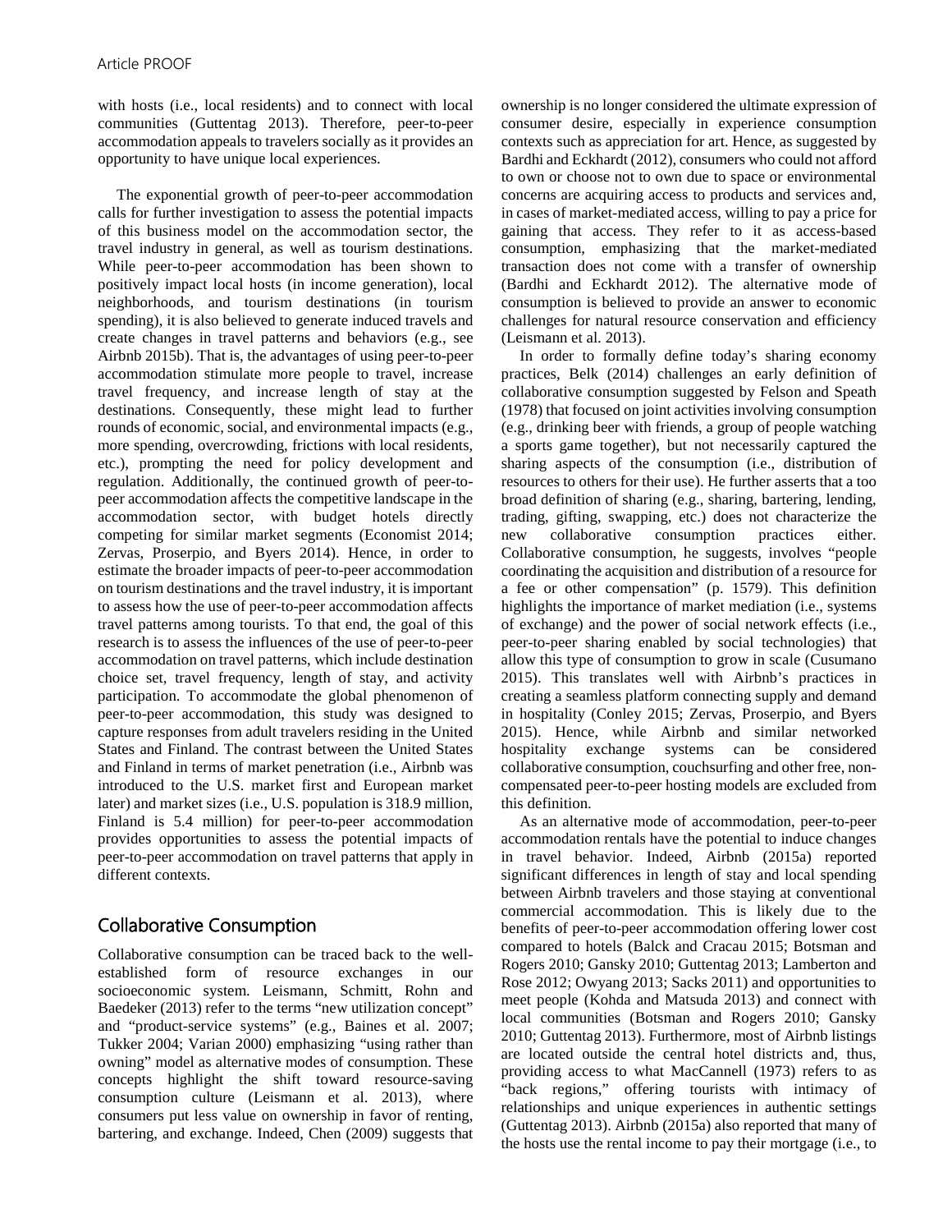with hosts (i.e., local residents) and to connect with local communities (Guttentag 2013). Therefore, peer-to-peer accommodation appeals to travelers socially as it provides an opportunity to have unique local experiences.

The exponential growth of peer-to-peer accommodation calls for further investigation to assess the potential impacts of this business model on the accommodation sector, the travel industry in general, as well as tourism destinations. While peer-to-peer accommodation has been shown to positively impact local hosts (in income generation), local neighborhoods, and tourism destinations (in tourism spending), it is also believed to generate induced travels and create changes in travel patterns and behaviors (e.g., see Airbnb 2015b). That is, the advantages of using peer-to-peer accommodation stimulate more people to travel, increase travel frequency, and increase length of stay at the destinations. Consequently, these might lead to further rounds of economic, social, and environmental impacts (e.g., more spending, overcrowding, frictions with local residents, etc.), prompting the need for policy development and regulation. Additionally, the continued growth of peer-to-peer accommodation affects the competitive landscape in the accommodation sector, with budget hotels directly competing for similar market segments (Economist 2014; Zervas, Proserpio, and Byers 2014). Hence, in order to estimate the broader impacts of peer-to-peer accommodation on tourism destinations and the travel industry, it is important to assess how the use of peer-to-peer accommodation affects travel patterns among tourists. To that end, the goal of this research is to assess the influences of the use of peer-to-peer accommodation on travel patterns, which include destination choice set, travel frequency, length of stay, and activity participation. To accommodate the global phenomenon of peer-to-peer accommodation, this study was designed to capture responses from adult travelers residing in the United States and Finland. The contrast between the United States and Finland in terms of market penetration (i.e., Airbnb was introduced to the U.S. market first and European market later) and market sizes (i.e., U.S. population is 318.9 million, Finland is 5.4 million) for peer-to-peer accommodation provides opportunities to assess the potential impacts of peer-to-peer accommodation on travel patterns that apply in different contexts.

## Collaborative Consumption

Collaborative consumption can be traced back to the well-established form of resource exchanges in our socioeconomic system. Leismann, Schmitt, Rohn and Baedeker (2013) refer to the terms "new utilization concept" and "product-service systems" (e.g., Baines et al. 2007; Tukker 2004; Varian 2000) emphasizing "using rather than owning" model as alternative modes of consumption. These concepts highlight the shift toward resource-saving consumption culture (Leismann et al. 2013), where consumers put less value on ownership in favor of renting, bartering, and exchange. Indeed, Chen (2009) suggests that ownership is no longer considered the ultimate expression of consumer desire, especially in experience consumption contexts such as appreciation for art. Hence, as suggested by Bardhi and Eckhardt (2012), consumers who could not afford to own or choose not to own due to space or environmental concerns are acquiring access to products and services and, in cases of market-mediated access, willing to pay a price for gaining that access. They refer to it as access-based consumption, emphasizing that the market-mediated transaction does not come with a transfer of ownership (Bardhi and Eckhardt 2012). The alternative mode of consumption is believed to provide an answer to economic challenges for natural resource conservation and efficiency (Leismann et al. 2013).

In order to formally define today's sharing economy practices, Belk (2014) challenges an early definition of collaborative consumption suggested by Felson and Speath (1978) that focused on joint activities involving consumption (e.g., drinking beer with friends, a group of people watching a sports game together), but not necessarily captured the sharing aspects of the consumption (i.e., distribution of resources to others for their use). He further asserts that a too broad definition of sharing (e.g., sharing, bartering, lending, trading, gifting, swapping, etc.) does not characterize the new collaborative consumption practices either. Collaborative consumption, he suggests, involves "people coordinating the acquisition and distribution of a resource for a fee or other compensation" (p. 1579). This definition highlights the importance of market mediation (i.e., systems of exchange) and the power of social network effects (i.e., peer-to-peer sharing enabled by social technologies) that allow this type of consumption to grow in scale (Cusumano 2015). This translates well with Airbnb's practices in creating a seamless platform connecting supply and demand in hospitality (Conley 2015; Zervas, Proserpio, and Byers 2015). Hence, while Airbnb and similar networked hospitality exchange systems can be considered collaborative consumption, couchsurfing and other free, non-compensated peer-to-peer hosting models are excluded from this definition.

As an alternative mode of accommodation, peer-to-peer accommodation rentals have the potential to induce changes in travel behavior. Indeed, Airbnb (2015a) reported significant differences in length of stay and local spending between Airbnb travelers and those staying at conventional commercial accommodation. This is likely due to the benefits of peer-to-peer accommodation offering lower cost compared to hotels (Balck and Cracau 2015; Botsman and Rogers 2010; Gansky 2010; Guttentag 2013; Lamberton and Rose 2012; Owyang 2013; Sacks 2011) and opportunities to meet people (Kohda and Matsuda 2013) and connect with local communities (Botsman and Rogers 2010; Gansky 2010; Guttentag 2013). Furthermore, most of Airbnb listings are located outside the central hotel districts and, thus, providing access to what MacCannell (1973) refers to as "back regions," offering tourists with intimacy of relationships and unique experiences in authentic settings (Guttentag 2013). Airbnb (2015a) also reported that many of the hosts use the rental income to pay their mortgage (i.e., to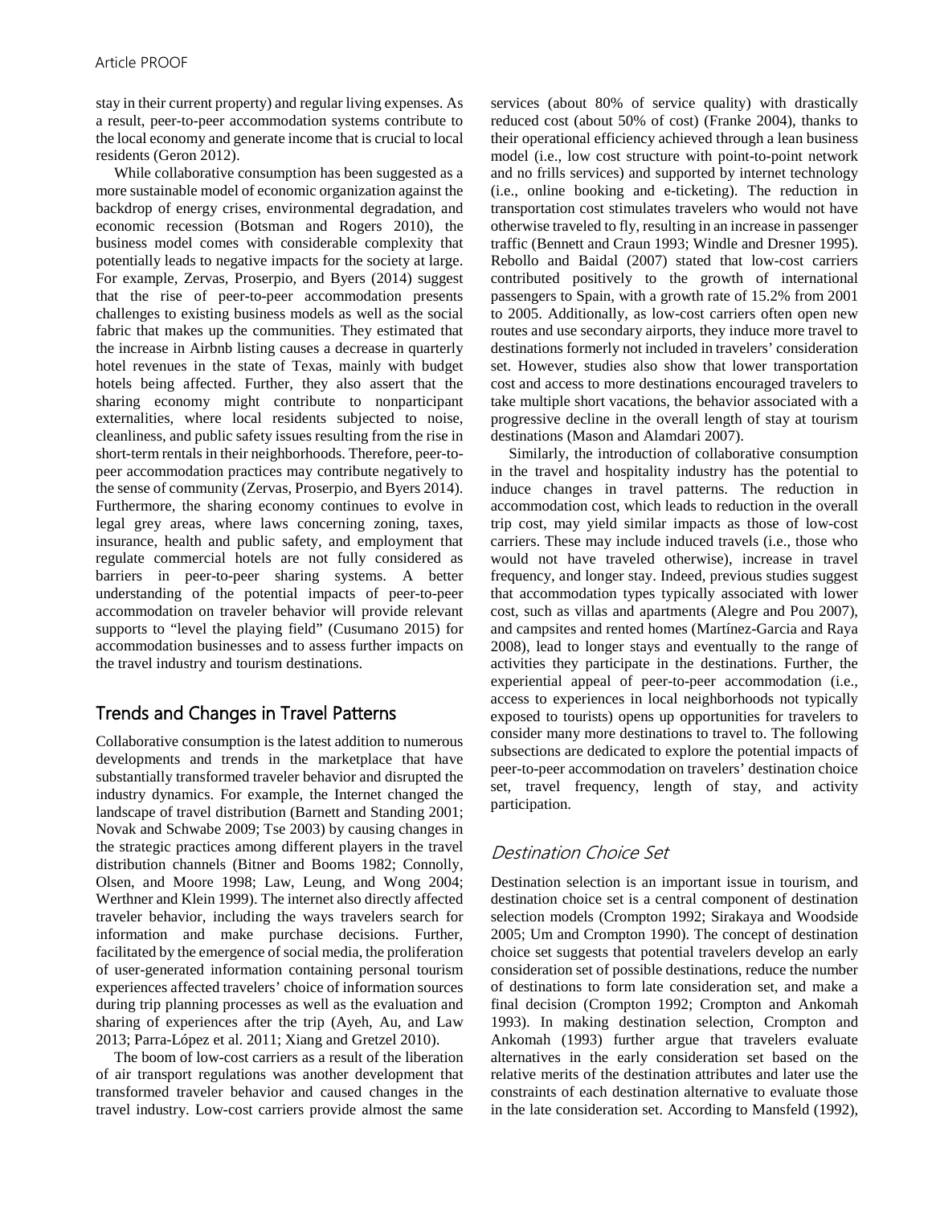stay in their current property) and regular living expenses. As a result, peer-to-peer accommodation systems contribute to the local economy and generate income that is crucial to local residents (Geron 2012).

While collaborative consumption has been suggested as a more sustainable model of economic organization against the backdrop of energy crises, environmental degradation, and economic recession (Botsman and Rogers 2010), the business model comes with considerable complexity that potentially leads to negative impacts for the society at large. For example, Zervas, Proserpio, and Byers (2014) suggest that the rise of peer-to-peer accommodation presents challenges to existing business models as well as the social fabric that makes up the communities. They estimated that the increase in Airbnb listing causes a decrease in quarterly hotel revenues in the state of Texas, mainly with budget hotels being affected. Further, they also assert that the sharing economy might contribute to nonparticipant externalities, where local residents subjected to noise, cleanliness, and public safety issues resulting from the rise in short-term rentals in their neighborhoods. Therefore, peer-to-peer accommodation practices may contribute negatively to the sense of community (Zervas, Proserpio, and Byers 2014). Furthermore, the sharing economy continues to evolve in legal grey areas, where laws concerning zoning, taxes, insurance, health and public safety, and employment that regulate commercial hotels are not fully considered as barriers in peer-to-peer sharing systems. A better understanding of the potential impacts of peer-to-peer accommodation on traveler behavior will provide relevant supports to "level the playing field" (Cusumano 2015) for accommodation businesses and to assess further impacts on the travel industry and tourism destinations.

## Trends and Changes in Travel Patterns

Collaborative consumption is the latest addition to numerous developments and trends in the marketplace that have substantially transformed traveler behavior and disrupted the industry dynamics. For example, the Internet changed the landscape of travel distribution (Barnett and Standing 2001; Novak and Schwabe 2009; Tse 2003) by causing changes in the strategic practices among different players in the travel distribution channels (Bitner and Booms 1982; Connolly, Olsen, and Moore 1998; Law, Leung, and Wong 2004; Werthner and Klein 1999). The internet also directly affected traveler behavior, including the ways travelers search for information and make purchase decisions. Further, facilitated by the emergence of social media, the proliferation of user-generated information containing personal tourism experiences affected travelers' choice of information sources during trip planning processes as well as the evaluation and sharing of experiences after the trip (Ayeh, Au, and Law 2013; Parra-López et al. 2011; Xiang and Gretzel 2010).

The boom of low-cost carriers as a result of the liberation of air transport regulations was another development that transformed traveler behavior and caused changes in the travel industry. Low-cost carriers provide almost the same services (about 80% of service quality) with drastically reduced cost (about 50% of cost) (Franke 2004), thanks to their operational efficiency achieved through a lean business model (i.e., low cost structure with point-to-point network and no frills services) and supported by internet technology (i.e., online booking and e-ticketing). The reduction in transportation cost stimulates travelers who would not have otherwise traveled to fly, resulting in an increase in passenger traffic (Bennett and Craun 1993; Windle and Dresner 1995). Rebollo and Baidal (2007) stated that low-cost carriers contributed positively to the growth of international passengers to Spain, with a growth rate of 15.2% from 2001 to 2005. Additionally, as low-cost carriers often open new routes and use secondary airports, they induce more travel to destinations formerly not included in travelers' consideration set. However, studies also show that lower transportation cost and access to more destinations encouraged travelers to take multiple short vacations, the behavior associated with a progressive decline in the overall length of stay at tourism destinations (Mason and Alamdari 2007).

Similarly, the introduction of collaborative consumption in the travel and hospitality industry has the potential to induce changes in travel patterns. The reduction in accommodation cost, which leads to reduction in the overall trip cost, may yield similar impacts as those of low-cost carriers. These may include induced travels (i.e., those who would not have traveled otherwise), increase in travel frequency, and longer stay. Indeed, previous studies suggest that accommodation types typically associated with lower cost, such as villas and apartments (Alegre and Pou 2007), and campsites and rented homes (Martínez-Garcia and Raya 2008), lead to longer stays and eventually to the range of activities they participate in the destinations. Further, the experiential appeal of peer-to-peer accommodation (i.e., access to experiences in local neighborhoods not typically exposed to tourists) opens up opportunities for travelers to consider many more destinations to travel to. The following subsections are dedicated to explore the potential impacts of peer-to-peer accommodation on travelers' destination choice set, travel frequency, length of stay, and activity participation.

### Destination Choice Set

Destination selection is an important issue in tourism, and destination choice set is a central component of destination selection models (Crompton 1992; Sirakaya and Woodside 2005; Um and Crompton 1990). The concept of destination choice set suggests that potential travelers develop an early consideration set of possible destinations, reduce the number of destinations to form late consideration set, and make a final decision (Crompton 1992; Crompton and Ankomah 1993). In making destination selection, Crompton and Ankomah (1993) further argue that travelers evaluate alternatives in the early consideration set based on the relative merits of the destination attributes and later use the constraints of each destination alternative to evaluate those in the late consideration set. According to Mansfeld (1992),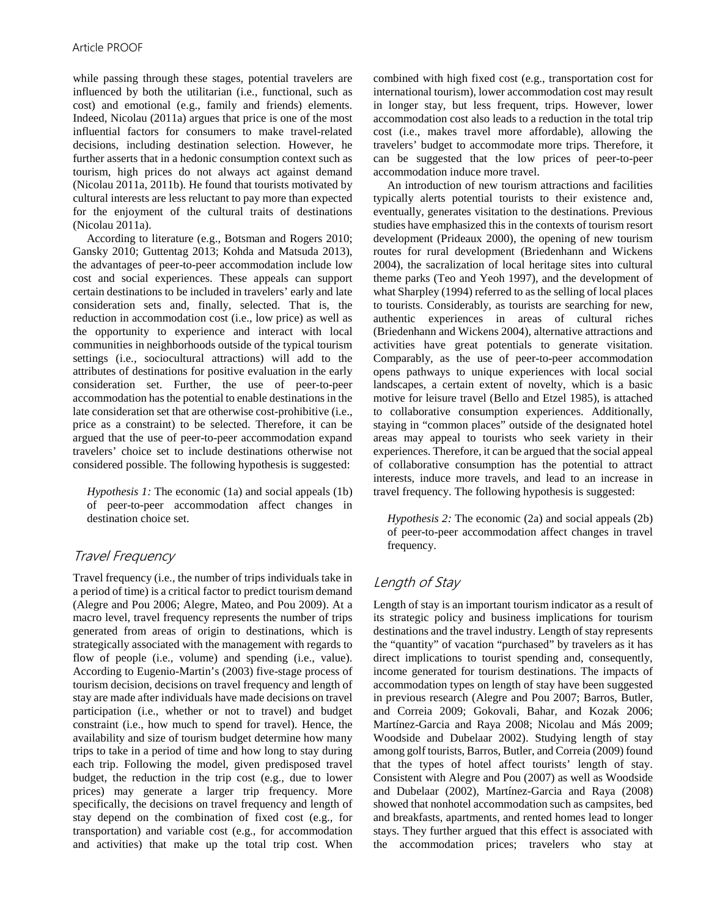while passing through these stages, potential travelers are influenced by both the utilitarian (i.e., functional, such as cost) and emotional (e.g., family and friends) elements. Indeed, Nicolau (2011a) argues that price is one of the most influential factors for consumers to make travel-related decisions, including destination selection. However, he further asserts that in a hedonic consumption context such as tourism, high prices do not always act against demand (Nicolau 2011a, 2011b). He found that tourists motivated by cultural interests are less reluctant to pay more than expected for the enjoyment of the cultural traits of destinations (Nicolau 2011a).

According to literature (e.g., Botsman and Rogers 2010; Gansky 2010; Guttentag 2013; Kohda and Matsuda 2013), the advantages of peer-to-peer accommodation include low cost and social experiences. These appeals can support certain destinations to be included in travelers' early and late consideration sets and, finally, selected. That is, the reduction in accommodation cost (i.e., low price) as well as the opportunity to experience and interact with local communities in neighborhoods outside of the typical tourism settings (i.e., sociocultural attractions) will add to the attributes of destinations for positive evaluation in the early consideration set. Further, the use of peer-to-peer accommodation has the potential to enable destinations in the late consideration set that are otherwise cost-prohibitive (i.e., price as a constraint) to be selected. Therefore, it can be argued that the use of peer-to-peer accommodation expand travelers' choice set to include destinations otherwise not considered possible. The following hypothesis is suggested:

> *Hypothesis 1:* The economic (1a) and social appeals (1b) of peer-to-peer accommodation affect changes in destination choice set.

## Travel Frequency

Travel frequency (i.e., the number of trips individuals take in a period of time) is a critical factor to predict tourism demand (Alegre and Pou 2006; Alegre, Mateo, and Pou 2009). At a macro level, travel frequency represents the number of trips generated from areas of origin to destinations, which is strategically associated with the management with regards to flow of people (i.e., volume) and spending (i.e., value). According to Eugenio-Martin's (2003) five-stage process of tourism decision, decisions on travel frequency and length of stay are made after individuals have made decisions on travel participation (i.e., whether or not to travel) and budget constraint (i.e., how much to spend for travel). Hence, the availability and size of tourism budget determine how many trips to take in a period of time and how long to stay during each trip. Following the model, given predisposed travel budget, the reduction in the trip cost (e.g., due to lower prices) may generate a larger trip frequency. More specifically, the decisions on travel frequency and length of stay depend on the combination of fixed cost (e.g., for transportation) and variable cost (e.g., for accommodation and activities) that make up the total trip cost. When combined with high fixed cost (e.g., transportation cost for international tourism), lower accommodation cost may result in longer stay, but less frequent, trips. However, lower accommodation cost also leads to a reduction in the total trip cost (i.e., makes travel more affordable), allowing the travelers' budget to accommodate more trips. Therefore, it can be suggested that the low prices of peer-to-peer accommodation induce more travel.

An introduction of new tourism attractions and facilities typically alerts potential tourists to their existence and, eventually, generates visitation to the destinations. Previous studies have emphasized this in the contexts of tourism resort development (Prideaux 2000), the opening of new tourism routes for rural development (Briedenhann and Wickens 2004), the sacralization of local heritage sites into cultural theme parks (Teo and Yeoh 1997), and the development of what Sharpley (1994) referred to as the selling of local places to tourists. Considerably, as tourists are searching for new, authentic experiences in areas of cultural riches (Briedenhann and Wickens 2004), alternative attractions and activities have great potentials to generate visitation. Comparably, as the use of peer-to-peer accommodation opens pathways to unique experiences with local social landscapes, a certain extent of novelty, which is a basic motive for leisure travel (Bello and Etzel 1985), is attached to collaborative consumption experiences. Additionally, staying in "common places" outside of the designated hotel areas may appeal to tourists who seek variety in their experiences. Therefore, it can be argued that the social appeal of collaborative consumption has the potential to attract interests, induce more travels, and lead to an increase in travel frequency. The following hypothesis is suggested:

> *Hypothesis 2:* The economic (2a) and social appeals (2b) of peer-to-peer accommodation affect changes in travel frequency.

## Length of Stay

Length of stay is an important tourism indicator as a result of its strategic policy and business implications for tourism destinations and the travel industry. Length of stay represents the "quantity" of vacation "purchased" by travelers as it has direct implications to tourist spending and, consequently, income generated for tourism destinations. The impacts of accommodation types on length of stay have been suggested in previous research (Alegre and Pou 2007; Barros, Butler, and Correia 2009; Gokovali, Bahar, and Kozak 2006; Martínez-Garcia and Raya 2008; Nicolau and Más 2009; Woodside and Dubelaar 2002). Studying length of stay among golf tourists, Barros, Butler, and Correia (2009) found that the types of hotel affect tourists' length of stay. Consistent with Alegre and Pou (2007) as well as Woodside and Dubelaar (2002), Martínez-Garcia and Raya (2008) showed that nonhotel accommodation such as campsites, bed and breakfasts, apartments, and rented homes lead to longer stays. They further argued that this effect is associated with the accommodation prices; travelers who stay at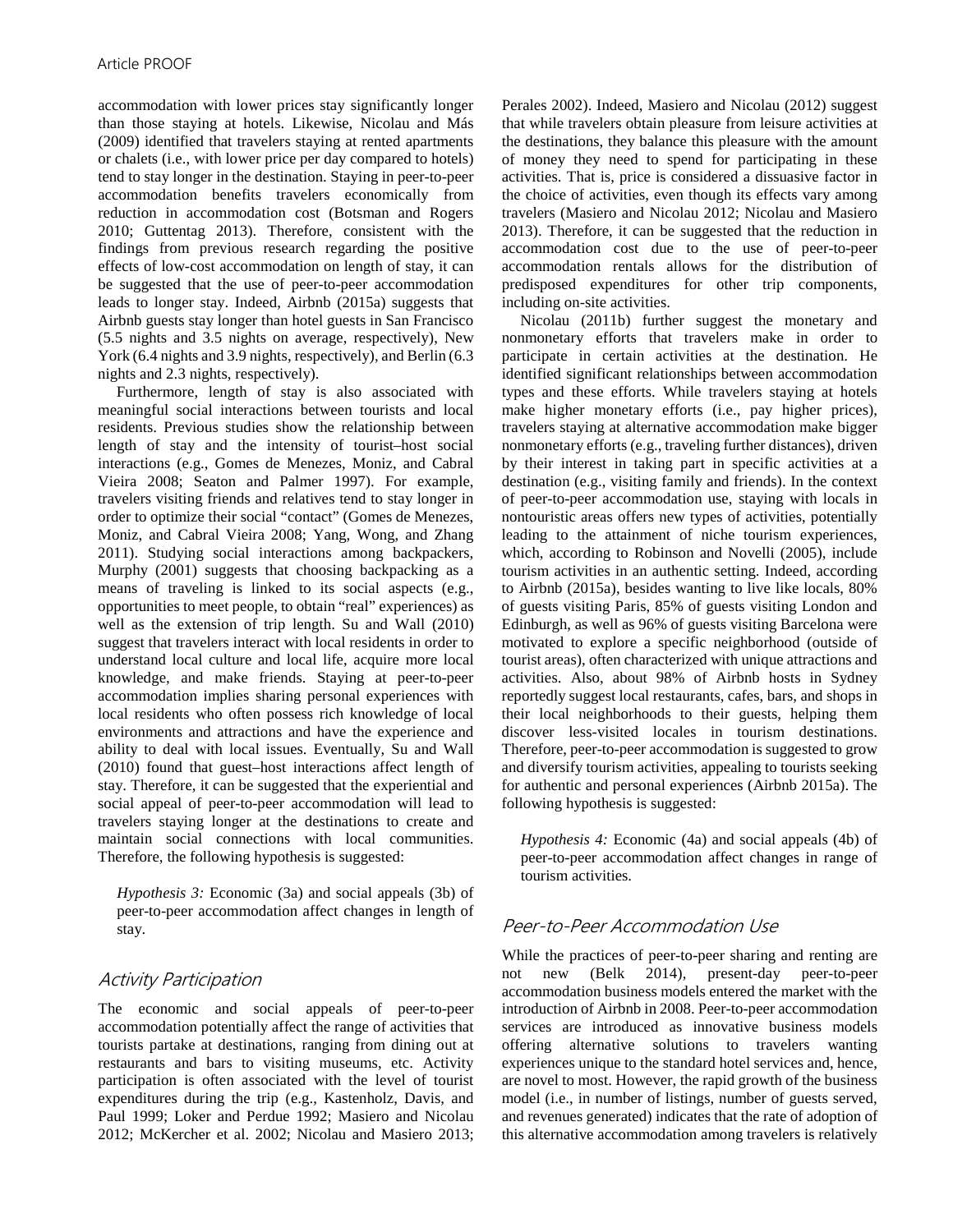accommodation with lower prices stay significantly longer than those staying at hotels. Likewise, Nicolau and Más (2009) identified that travelers staying at rented apartments or chalets (i.e., with lower price per day compared to hotels) tend to stay longer in the destination. Staying in peer-to-peer accommodation benefits travelers economically from reduction in accommodation cost (Botsman and Rogers 2010; Guttentag 2013). Therefore, consistent with the findings from previous research regarding the positive effects of low-cost accommodation on length of stay, it can be suggested that the use of peer-to-peer accommodation leads to longer stay. Indeed, Airbnb (2015a) suggests that Airbnb guests stay longer than hotel guests in San Francisco (5.5 nights and 3.5 nights on average, respectively), New York (6.4 nights and 3.9 nights, respectively), and Berlin (6.3 nights and 2.3 nights, respectively).

Furthermore, length of stay is also associated with meaningful social interactions between tourists and local residents. Previous studies show the relationship between length of stay and the intensity of tourist–host social interactions (e.g., Gomes de Menezes, Moniz, and Cabral Vieira 2008; Seaton and Palmer 1997). For example, travelers visiting friends and relatives tend to stay longer in order to optimize their social "contact" (Gomes de Menezes, Moniz, and Cabral Vieira 2008; Yang, Wong, and Zhang 2011). Studying social interactions among backpackers, Murphy (2001) suggests that choosing backpacking as a means of traveling is linked to its social aspects (e.g., opportunities to meet people, to obtain "real" experiences) as well as the extension of trip length. Su and Wall (2010) suggest that travelers interact with local residents in order to understand local culture and local life, acquire more local knowledge, and make friends. Staying at peer-to-peer accommodation implies sharing personal experiences with local residents who often possess rich knowledge of local environments and attractions and have the experience and ability to deal with local issues. Eventually, Su and Wall (2010) found that guest–host interactions affect length of stay. Therefore, it can be suggested that the experiential and social appeal of peer-to-peer accommodation will lead to travelers staying longer at the destinations to create and maintain social connections with local communities. Therefore, the following hypothesis is suggested:

> *Hypothesis 3:* Economic (3a) and social appeals (3b) of peer-to-peer accommodation affect changes in length of stay.

## Activity Participation

The economic and social appeals of peer-to-peer accommodation potentially affect the range of activities that tourists partake at destinations, ranging from dining out at restaurants and bars to visiting museums, etc. Activity participation is often associated with the level of tourist expenditures during the trip (e.g., Kastenholz, Davis, and Paul 1999; Loker and Perdue 1992; Masiero and Nicolau 2012; McKercher et al. 2002; Nicolau and Masiero 2013; Perales 2002). Indeed, Masiero and Nicolau (2012) suggest that while travelers obtain pleasure from leisure activities at the destinations, they balance this pleasure with the amount of money they need to spend for participating in these activities. That is, price is considered a dissuasive factor in the choice of activities, even though its effects vary among travelers (Masiero and Nicolau 2012; Nicolau and Masiero 2013). Therefore, it can be suggested that the reduction in accommodation cost due to the use of peer-to-peer accommodation rentals allows for the distribution of predisposed expenditures for other trip components, including on-site activities.

Nicolau (2011b) further suggest the monetary and nonmonetary efforts that travelers make in order to participate in certain activities at the destination. He identified significant relationships between accommodation types and these efforts. While travelers staying at hotels make higher monetary efforts (i.e., pay higher prices), travelers staying at alternative accommodation make bigger nonmonetary efforts (e.g., traveling further distances), driven by their interest in taking part in specific activities at a destination (e.g., visiting family and friends). In the context of peer-to-peer accommodation use, staying with locals in nontouristic areas offers new types of activities, potentially leading to the attainment of niche tourism experiences, which, according to Robinson and Novelli (2005), include tourism activities in an authentic setting. Indeed, according to Airbnb (2015a), besides wanting to live like locals, 80% of guests visiting Paris, 85% of guests visiting London and Edinburgh, as well as 96% of guests visiting Barcelona were motivated to explore a specific neighborhood (outside of tourist areas), often characterized with unique attractions and activities. Also, about 98% of Airbnb hosts in Sydney reportedly suggest local restaurants, cafes, bars, and shops in their local neighborhoods to their guests, helping them discover less-visited locales in tourism destinations. Therefore, peer-to-peer accommodation is suggested to grow and diversify tourism activities, appealing to tourists seeking for authentic and personal experiences (Airbnb 2015a). The following hypothesis is suggested:

> *Hypothesis 4:* Economic (4a) and social appeals (4b) of peer-to-peer accommodation affect changes in range of tourism activities.

## Peer-to-Peer Accommodation Use

While the practices of peer-to-peer sharing and renting are not new (Belk 2014), present-day peer-to-peer accommodation business models entered the market with the introduction of Airbnb in 2008. Peer-to-peer accommodation services are introduced as innovative business models offering alternative solutions to travelers wanting experiences unique to the standard hotel services and, hence, are novel to most. However, the rapid growth of the business model (i.e., in number of listings, number of guests served, and revenues generated) indicates that the rate of adoption of this alternative accommodation among travelers is relatively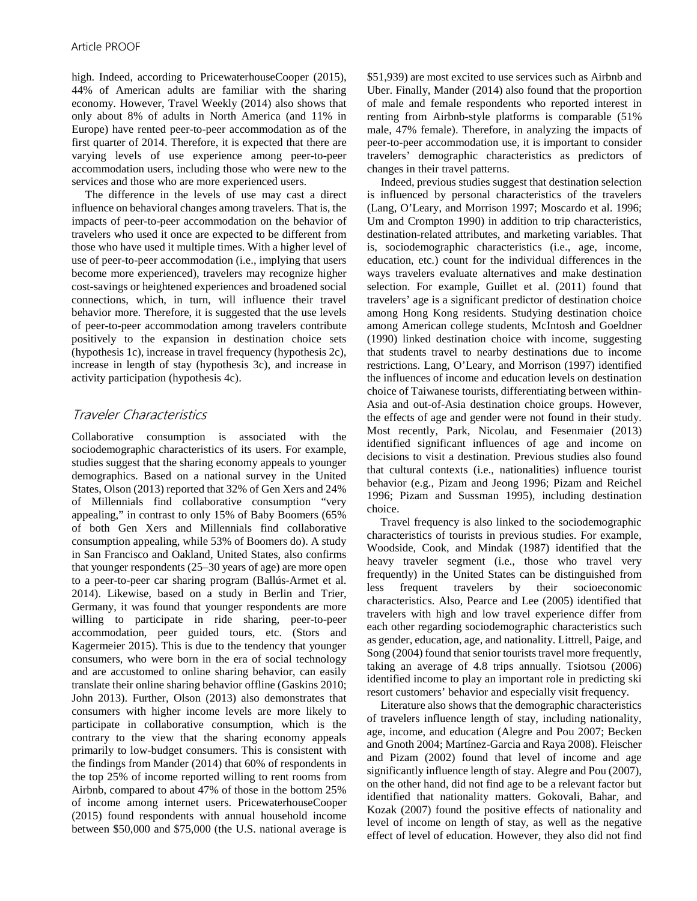high. Indeed, according to PricewaterhouseCooper (2015), 44% of American adults are familiar with the sharing economy. However, Travel Weekly (2014) also shows that only about 8% of adults in North America (and 11% in Europe) have rented peer-to-peer accommodation as of the first quarter of 2014. Therefore, it is expected that there are varying levels of use experience among peer-to-peer accommodation users, including those who were new to the services and those who are more experienced users.

The difference in the levels of use may cast a direct influence on behavioral changes among travelers. That is, the impacts of peer-to-peer accommodation on the behavior of travelers who used it once are expected to be different from those who have used it multiple times. With a higher level of use of peer-to-peer accommodation (i.e., implying that users become more experienced), travelers may recognize higher cost-savings or heightened experiences and broadened social connections, which, in turn, will influence their travel behavior more. Therefore, it is suggested that the use levels of peer-to-peer accommodation among travelers contribute positively to the expansion in destination choice sets (hypothesis 1c), increase in travel frequency (hypothesis 2c), increase in length of stay (hypothesis 3c), and increase in activity participation (hypothesis 4c).

## Traveler Characteristics

Collaborative consumption is associated with the sociodemographic characteristics of its users. For example, studies suggest that the sharing economy appeals to younger demographics. Based on a national survey in the United States, Olson (2013) reported that 32% of Gen Xers and 24% of Millennials find collaborative consumption "very appealing," in contrast to only 15% of Baby Boomers (65% of both Gen Xers and Millennials find collaborative consumption appealing, while 53% of Boomers do). A study in San Francisco and Oakland, United States, also confirms that younger respondents (25–30 years of age) are more open to a peer-to-peer car sharing program (Ballús-Armet et al. 2014). Likewise, based on a study in Berlin and Trier, Germany, it was found that younger respondents are more willing to participate in ride sharing, peer-to-peer accommodation, peer guided tours, etc. (Stors and Kagermeier 2015). This is due to the tendency that younger consumers, who were born in the era of social technology and are accustomed to online sharing behavior, can easily translate their online sharing behavior offline (Gaskins 2010; John 2013). Further, Olson (2013) also demonstrates that consumers with higher income levels are more likely to participate in collaborative consumption, which is the contrary to the view that the sharing economy appeals primarily to low-budget consumers. This is consistent with the findings from Mander (2014) that 60% of respondents in the top 25% of income reported willing to rent rooms from Airbnb, compared to about 47% of those in the bottom 25% of income among internet users. PricewaterhouseCooper (2015) found respondents with annual household income between $50,000 and $75,000 (the U.S. national average is $51,939) are most excited to use services such as Airbnb and Uber. Finally, Mander (2014) also found that the proportion of male and female respondents who reported interest in renting from Airbnb-style platforms is comparable (51% male, 47% female). Therefore, in analyzing the impacts of peer-to-peer accommodation use, it is important to consider travelers' demographic characteristics as predictors of changes in their travel patterns.

Indeed, previous studies suggest that destination selection is influenced by personal characteristics of the travelers (Lang, O'Leary, and Morrison 1997; Moscardo et al. 1996; Um and Crompton 1990) in addition to trip characteristics, destination-related attributes, and marketing variables. That is, sociodemographic characteristics (i.e., age, income, education, etc.) count for the individual differences in the ways travelers evaluate alternatives and make destination selection. For example, Guillet et al. (2011) found that travelers' age is a significant predictor of destination choice among Hong Kong residents. Studying destination choice among American college students, McIntosh and Goeldner (1990) linked destination choice with income, suggesting that students travel to nearby destinations due to income restrictions. Lang, O'Leary, and Morrison (1997) identified the influences of income and education levels on destination choice of Taiwanese tourists, differentiating between within-Asia and out-of-Asia destination choice groups. However, the effects of age and gender were not found in their study. Most recently, Park, Nicolau, and Fesenmaier (2013) identified significant influences of age and income on decisions to visit a destination. Previous studies also found that cultural contexts (i.e., nationalities) influence tourist behavior (e.g., Pizam and Jeong 1996; Pizam and Reichel 1996; Pizam and Sussman 1995), including destination choice.

Travel frequency is also linked to the sociodemographic characteristics of tourists in previous studies. For example, Woodside, Cook, and Mindak (1987) identified that the heavy traveler segment (i.e., those who travel very frequently) in the United States can be distinguished from less frequent travelers by their socioeconomic characteristics. Also, Pearce and Lee (2005) identified that travelers with high and low travel experience differ from each other regarding sociodemographic characteristics such as gender, education, age, and nationality. Littrell, Paige, and Song (2004) found that senior tourists travel more frequently, taking an average of 4.8 trips annually. Tsiotsou (2006) identified income to play an important role in predicting ski resort customers' behavior and especially visit frequency.

Literature also shows that the demographic characteristics of travelers influence length of stay, including nationality, age, income, and education (Alegre and Pou 2007; Becken and Gnoth 2004; Martínez-Garcia and Raya 2008). Fleischer and Pizam (2002) found that level of income and age significantly influence length of stay. Alegre and Pou (2007), on the other hand, did not find age to be a relevant factor but identified that nationality matters. Gokovali, Bahar, and Kozak (2007) found the positive effects of nationality and level of income on length of stay, as well as the negative effect of level of education. However, they also did not find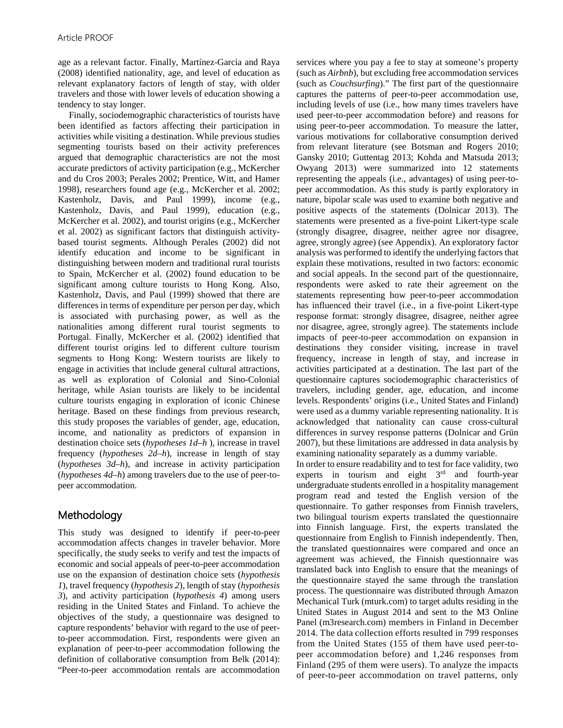age as a relevant factor. Finally, Martínez-Garcia and Raya (2008) identified nationality, age, and level of education as relevant explanatory factors of length of stay, with older travelers and those with lower levels of education showing a tendency to stay longer.

Finally, sociodemographic characteristics of tourists have been identified as factors affecting their participation in activities while visiting a destination. While previous studies segmenting tourists based on their activity preferences argued that demographic characteristics are not the most accurate predictors of activity participation (e.g., McKercher and du Cros 2003; Perales 2002; Prentice, Witt, and Hamer 1998), researchers found age (e.g., McKercher et al. 2002; Kastenholz, Davis, and Paul 1999), income (e.g., Kastenholz, Davis, and Paul 1999), education (e.g., McKercher et al. 2002), and tourist origins (e.g., McKercher et al. 2002) as significant factors that distinguish activity-based tourist segments. Although Perales (2002) did not identify education and income to be significant in distinguishing between modern and traditional rural tourists to Spain, McKercher et al. (2002) found education to be significant among culture tourists to Hong Kong. Also, Kastenholz, Davis, and Paul (1999) showed that there are differences in terms of expenditure per person per day, which is associated with purchasing power, as well as the nationalities among different rural tourist segments to Portugal. Finally, McKercher et al. (2002) identified that different tourist origins led to different culture tourism segments to Hong Kong: Western tourists are likely to engage in activities that include general cultural attractions, as well as exploration of Colonial and Sino-Colonial heritage, while Asian tourists are likely to be incidental culture tourists engaging in exploration of iconic Chinese heritage. Based on these findings from previous research, this study proposes the variables of gender, age, education, income, and nationality as predictors of expansion in destination choice sets (*hypotheses 1d–h* ), increase in travel frequency (*hypotheses 2d–h*), increase in length of stay (*hypotheses 3d–h*), and increase in activity participation (*hypotheses 4d–h*) among travelers due to the use of peer-to-peer accommodation.

## Methodology

This study was designed to identify if peer-to-peer accommodation affects changes in traveler behavior. More specifically, the study seeks to verify and test the impacts of economic and social appeals of peer-to-peer accommodation use on the expansion of destination choice sets (*hypothesis 1*), travel frequency (*hypothesis 2*), length of stay (*hypothesis 3*), and activity participation (*hypothesis 4*) among users residing in the United States and Finland. To achieve the objectives of the study, a questionnaire was designed to capture respondents' behavior with regard to the use of peer-to-peer accommodation. First, respondents were given an explanation of peer-to-peer accommodation following the definition of collaborative consumption from Belk (2014): "Peer-to-peer accommodation rentals are accommodation services where you pay a fee to stay at someone's property (such as *Airbnb*), but excluding free accommodation services (such as *Couchsurfing*)." The first part of the questionnaire captures the patterns of peer-to-peer accommodation use, including levels of use (i.e., how many times travelers have used peer-to-peer accommodation before) and reasons for using peer-to-peer accommodation. To measure the latter, various motivations for collaborative consumption derived from relevant literature (see Botsman and Rogers 2010; Gansky 2010; Guttentag 2013; Kohda and Matsuda 2013; Owyang 2013) were summarized into 12 statements representing the appeals (i.e., advantages) of using peer-to-peer accommodation. As this study is partly exploratory in nature, bipolar scale was used to examine both negative and positive aspects of the statements (Dolnicar 2013). The statements were presented as a five-point Likert-type scale (strongly disagree, disagree, neither agree nor disagree, agree, strongly agree) (see Appendix). An exploratory factor analysis was performed to identify the underlying factors that explain these motivations, resulted in two factors: economic and social appeals. In the second part of the questionnaire, respondents were asked to rate their agreement on the statements representing how peer-to-peer accommodation has influenced their travel (i.e., in a five-point Likert-type response format: strongly disagree, disagree, neither agree nor disagree, agree, strongly agree). The statements include impacts of peer-to-peer accommodation on expansion in destinations they consider visiting, increase in travel frequency, increase in length of stay, and increase in activities participated at a destination. The last part of the questionnaire captures sociodemographic characteristics of travelers, including gender, age, education, and income levels. Respondents' origins (i.e., United States and Finland) were used as a dummy variable representing nationality. It is acknowledged that nationality can cause cross-cultural differences in survey response patterns (Dolnicar and Grün 2007), but these limitations are addressed in data analysis by examining nationality separately as a dummy variable.

In order to ensure readability and to test for face validity, two experts in tourism and eight 3rd and fourth-year undergraduate students enrolled in a hospitality management program read and tested the English version of the questionnaire. To gather responses from Finnish travelers, two bilingual tourism experts translated the questionnaire into Finnish language. First, the experts translated the questionnaire from English to Finnish independently. Then, the translated questionnaires were compared and once an agreement was achieved, the Finnish questionnaire was translated back into English to ensure that the meanings of the questionnaire stayed the same through the translation process. The questionnaire was distributed through Amazon Mechanical Turk (mturk.com) to target adults residing in the United States in August 2014 and sent to the M3 Online Panel (m3research.com) members in Finland in December 2014. The data collection efforts resulted in 799 responses from the United States (155 of them have used peer-to-peer accommodation before) and 1,246 responses from Finland (295 of them were users). To analyze the impacts of peer-to-peer accommodation on travel patterns, only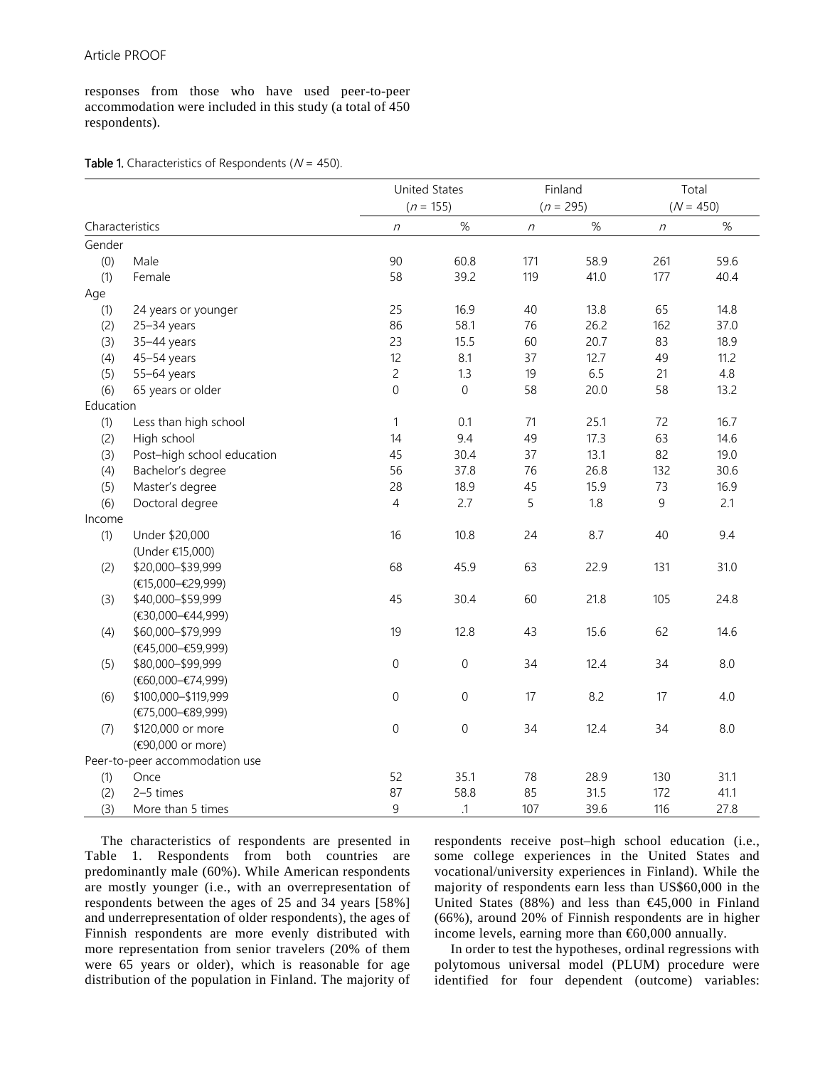responses from those who have used peer-to-peer accommodation were included in this study (a total of 450 respondents).

**Table 1.** Characteristics of Respondents ($N$ = 450).

| Characteristics | | United States ($n$ = 155) | | Finland ($n$ = 295) | | Total ($N$ = 450) | |
|---|---|---|---|---|---|---|---|
| | | $n$ | % | $n$ | % | $n$ | % |
| Gender | | | | | | | |
| (0) | Male | 90 | 60.8 | 171 | 58.9 | 261 | 59.6 |
| (1) | Female | 58 | 39.2 | 119 | 41.0 | 177 | 40.4 |
| Age | | | | | | | |
| (1) | 24 years or younger | 25 | 16.9 | 40 | 13.8 | 65 | 14.8 |
| (2) | 25–34 years | 86 | 58.1 | 76 | 26.2 | 162 | 37.0 |
| (3) | 35–44 years | 23 | 15.5 | 60 | 20.7 | 83 | 18.9 |
| (4) | 45–54 years | 12 | 8.1 | 37 | 12.7 | 49 | 11.2 |
| (5) | 55–64 years | 2 | 1.3 | 19 | 6.5 | 21 | 4.8 |
| (6) | 65 years or older | 0 | 0 | 58 | 20.0 | 58 | 13.2 |
| Education | | | | | | | |
| (1) | Less than high school | 1 | 0.1 | 71 | 25.1 | 72 | 16.7 |
| (2) | High school | 14 | 9.4 | 49 | 17.3 | 63 | 14.6 |
| (3) | Post–high school education | 45 | 30.4 | 37 | 13.1 | 82 | 19.0 |
| (4) | Bachelor's degree | 56 | 37.8 | 76 | 26.8 | 132 | 30.6 |
| (5) | Master's degree | 28 | 18.9 | 45 | 15.9 | 73 | 16.9 |
| (6) | Doctoral degree | 4 | 2.7 | 5 | 1.8 | 9 | 2.1 |
| Income | | | | | | | |
| (1) | Under $20,000 (Under €15,000) | 16 | 10.8 | 24 | 8.7 | 40 | 9.4 |
| (2) | $20,000–$39,999 (€15,000–€29,999) | 68 | 45.9 | 63 | 22.9 | 131 | 31.0 |
| (3) | $40,000–$59,999 (€30,000–€44,999) | 45 | 30.4 | 60 | 21.8 | 105 | 24.8 |
| (4) | $60,000–$79,999 (€45,000–€59,999) | 19 | 12.8 | 43 | 15.6 | 62 | 14.6 |
| (5) | $80,000–$99,999 (€60,000–€74,999) | 0 | 0 | 34 | 12.4 | 34 | 8.0 |
| (6) | $100,000–$119,999 (€75,000–€89,999) | 0 | 0 | 17 | 8.2 | 17 | 4.0 |
| (7) | $120,000 or more (€90,000 or more) | 0 | 0 | 34 | 12.4 | 34 | 8.0 |
| Peer-to-peer accommodation use | | | | | | | |
| (1) | Once | 52 | 35.1 | 78 | 28.9 | 130 | 31.1 |
| (2) | 2–5 times | 87 | 58.8 | 85 | 31.5 | 172 | 41.1 |
| (3) | More than 5 times | 9 | .1 | 107 | 39.6 | 116 | 27.8 |

The characteristics of respondents are presented in Table 1. Respondents from both countries are predominantly male (60%). While American respondents are mostly younger (i.e., with an overrepresentation of respondents between the ages of 25 and 34 years [58%] and underrepresentation of older respondents), the ages of Finnish respondents are more evenly distributed with more representation from senior travelers (20% of them were 65 years or older), which is reasonable for age distribution of the population in Finland. The majority of respondents receive post–high school education (i.e., some college experiences in the United States and vocational/university experiences in Finland). While the majority of respondents earn less than US$60,000 in the United States (88%) and less than €45,000 in Finland (66%), around 20% of Finnish respondents are in higher income levels, earning more than €60,000 annually.

In order to test the hypotheses, ordinal regressions with polytomous universal model (PLUM) procedure were identified for four dependent (outcome) variables: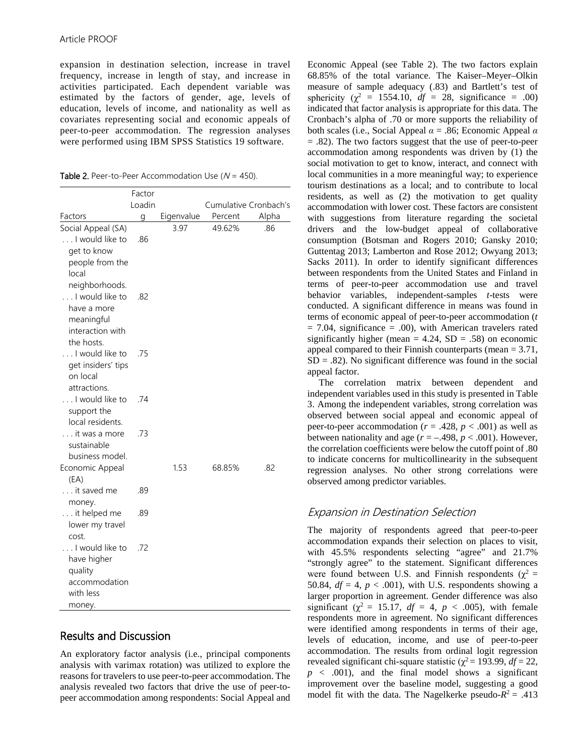expansion in destination selection, increase in travel frequency, increase in length of stay, and increase in activities participated. Each dependent variable was estimated by the factors of gender, age, levels of education, levels of income, and nationality as well as covariates representing social and economic appeals of peer-to-peer accommodation. The regression analyses were performed using IBM SPSS Statistics 19 software.

**Table 2.** Peer-to-Peer Accommodation Use ($N$ = 450).

| Factors | Factor Loading | Eigenvalue | Cumulative Percent | Cronbach's Alpha |
|---|---|---|---|---|
| Social Appeal (SA) | | 3.97 | 49.62% | .86 |
| . . . I would like to get to know people from the local neighborhoods. | .86 | | | |
| . . . I would like to have a more meaningful interaction with the hosts. | .82 | | | |
| . . . I would like to get insiders' tips on local attractions. | .75 | | | |
| . . . I would like to support the local residents. | .74 | | | |
| . . . it was a more sustainable business model. | .73 | | | |
| Economic Appeal (EA) | | 1.53 | 68.85% | .82 |
| . . . it saved me money. | .89 | | | |
| . . . it helped me lower my travel cost. | .89 | | | |
| . . . I would like to have higher quality accommodation with less money. | .72 | | | |

## Results and Discussion

An exploratory factor analysis (i.e., principal components analysis with varimax rotation) was utilized to explore the reasons for travelers to use peer-to-peer accommodation. The analysis revealed two factors that drive the use of peer-to-peer accommodation among respondents: Social Appeal and Economic Appeal (see Table 2). The two factors explain 68.85% of the total variance. The Kaiser–Meyer–Olkin measure of sample adequacy (.83) and Bartlett's test of sphericity ($\chi^2$ = 1554.10, $df$ = 28, significance = .00) indicated that factor analysis is appropriate for this data. The Cronbach's alpha of .70 or more supports the reliability of both scales (i.e., Social Appeal $\alpha$ = .86; Economic Appeal $\alpha$ = .82). The two factors suggest that the use of peer-to-peer accommodation among respondents was driven by (1) the social motivation to get to know, interact, and connect with local communities in a more meaningful way; to experience tourism destinations as a local; and to contribute to local residents, as well as (2) the motivation to get quality accommodation with lower cost. These factors are consistent with suggestions from literature regarding the societal drivers and the low-budget appeal of collaborative consumption (Botsman and Rogers 2010; Gansky 2010; Guttentag 2013; Lamberton and Rose 2012; Owyang 2013; Sacks 2011). In order to identify significant differences between respondents from the United States and Finland in terms of peer-to-peer accommodation use and travel behavior variables, independent-samples $t$-tests were conducted. A significant difference in means was found in terms of economic appeal of peer-to-peer accommodation ($t$ = 7.04, significance = .00), with American travelers rated significantly higher (mean = 4.24, SD = .58) on economic appeal compared to their Finnish counterparts (mean = 3.71, SD = .82). No significant difference was found in the social appeal factor.

The correlation matrix between dependent and independent variables used in this study is presented in Table 3. Among the independent variables, strong correlation was observed between social appeal and economic appeal of peer-to-peer accommodation ($r$ = .428, $p$ < .001) as well as between nationality and age ($r$ = –.498, $p$ < .001). However, the correlation coefficients were below the cutoff point of .80 to indicate concerns for multicollinearity in the subsequent regression analyses. No other strong correlations were observed among predictor variables.

### Expansion in Destination Selection

The majority of respondents agreed that peer-to-peer accommodation expands their selection on places to visit, with 45.5% respondents selecting "agree" and 21.7% "strongly agree" to the statement. Significant differences were found between U.S. and Finnish respondents ($\chi^2$ = 50.84, $df$ = 4, $p$ < .001), with U.S. respondents showing a larger proportion in agreement. Gender difference was also significant ($\chi^2$ = 15.17, $df$ = 4, $p$ < .005), with female respondents more in agreement. No significant differences were identified among respondents in terms of their age, levels of education, income, and use of peer-to-peer accommodation. The results from ordinal logit regression revealed significant chi-square statistic ($\chi^2$ = 193.99, $df$ = 22, $p$ < .001), and the final model shows a significant improvement over the baseline model, suggesting a good model fit with the data. The Nagelkerke pseudo-$R^2$ = .413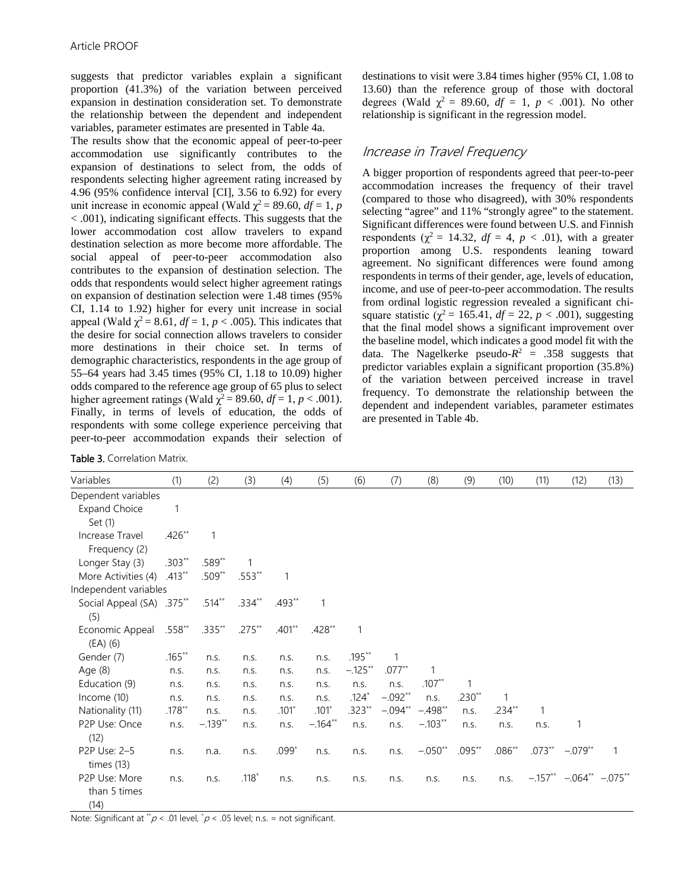suggests that predictor variables explain a significant proportion (41.3%) of the variation between perceived expansion in destination consideration set. To demonstrate the relationship between the dependent and independent variables, parameter estimates are presented in Table 4a.

The results show that the economic appeal of peer-to-peer accommodation use significantly contributes to the expansion of destinations to select from, the odds of respondents selecting higher agreement rating increased by 4.96 (95% confidence interval [CI], 3.56 to 6.92) for every unit increase in economic appeal (Wald $\chi^2 = 89.60$, $df = 1$, $p < .001$), indicating significant effects. This suggests that the lower accommodation cost allow travelers to expand destination selection as more become more affordable. The social appeal of peer-to-peer accommodation also contributes to the expansion of destination selection. The odds that respondents would select higher agreement ratings on expansion of destination selection were 1.48 times (95% CI, 1.14 to 1.92) higher for every unit increase in social appeal (Wald $\chi^2 = 8.61$, $df = 1$, $p < .005$). This indicates that the desire for social connection allows travelers to consider more destinations in their choice set. In terms of demographic characteristics, respondents in the age group of 55–64 years had 3.45 times (95% CI, 1.18 to 10.09) higher odds compared to the reference age group of 65 plus to select higher agreement ratings (Wald $\chi^2 = 89.60$, $df = 1$, $p < .001$). Finally, in terms of levels of education, the odds of respondents with some college experience perceiving that peer-to-peer accommodation expands their selection of destinations to visit were 3.84 times higher (95% CI, 1.08 to 13.60) than the reference group of those with doctoral degrees (Wald $\chi^2 = 89.60$, $df = 1$, $p < .001$). No other relationship is significant in the regression model.

## Increase in Travel Frequency

A bigger proportion of respondents agreed that peer-to-peer accommodation increases the frequency of their travel (compared to those who disagreed), with 30% respondents selecting "agree" and 11% "strongly agree" to the statement. Significant differences were found between U.S. and Finnish respondents ($\chi^2 = 14.32$, $df = 4$, $p < .01$), with a greater proportion among U.S. respondents leaning toward agreement. No significant differences were found among respondents in terms of their gender, age, levels of education, income, and use of peer-to-peer accommodation. The results from ordinal logistic regression revealed a significant chi-square statistic ($\chi^2 = 165.41$, $df = 22$, $p < .001$), suggesting that the final model shows a significant improvement over the baseline model, which indicates a good model fit with the data. The Nagelkerke pseudo-$R^2$ = .358 suggests that predictor variables explain a significant proportion (35.8%) of the variation between perceived increase in travel frequency. To demonstrate the relationship between the dependent and independent variables, parameter estimates are presented in Table 4b.

**Table 3.** Correlation Matrix.

| Variables | (1) | (2) | (3) | (4) | (5) | (6) | (7) | (8) | (9) | (10) | (11) | (12) | (13) |
|---|---|---|---|---|---|---|---|---|---|---|---|---|---|
| Dependent variables | | | | | | | | | | | | | |
| Expand Choice Set (1) | 1 | | | | | | | | | | | | |
| Increase Travel Frequency (2) | .426** | 1 | | | | | | | | | | | |
| Longer Stay (3) | .303** | .589** | 1 | | | | | | | | | | |
| More Activities (4) | .413** | .509** | .553** | 1 | | | | | | | | | |
| Independent variables | | | | | | | | | | | | | |
| Social Appeal (SA) (5) | .375** | .514** | .334** | .493** | 1 | | | | | | | | |
| Economic Appeal (EA) (6) | .558** | .335** | .275** | .401** | .428** | 1 | | | | | | | |
| Gender (7) | .165** | n.s. | n.s. | n.s. | n.s. | .195** | 1 | | | | | | |
| Age (8) | n.s. | n.s. | n.s. | n.s. | n.s. | −.125** | .077** | 1 | | | | | |
| Education (9) | n.s. | n.s. | n.s. | n.s. | n.s. | n.s. | n.s. | .107** | 1 | | | | |
| Income (10) | n.s. | n.s. | n.s. | n.s. | n.s. | .124* | −.092** | n.s. | .230** | 1 | | | |
| Nationality (11) | .178** | n.s. | n.s. | .101* | .101* | .323** | −.094** | −.498** | n.s. | .234** | 1 | | |
| P2P Use: Once (12) | n.s. | −.139** | n.s. | n.s. | −.164** | n.s. | n.s. | −.103** | n.s. | n.s. | n.s. | 1 | |
| P2P Use: 2–5 times (13) | n.s. | n.a. | n.s. | .099* | n.s. | n.s. | n.s. | −.050** | .095** | .086** | .073** | −.079** | 1 |
| P2P Use: More than 5 times (14) | n.s. | n.s. | .118* | n.s. | n.s. | n.s. | n.s. | n.s. | n.s. | n.s. | −.157** | −.064** | −.075** |

Note: Significant at ** $p < .01$ level, * $p < .05$ level; n.s. = not significant.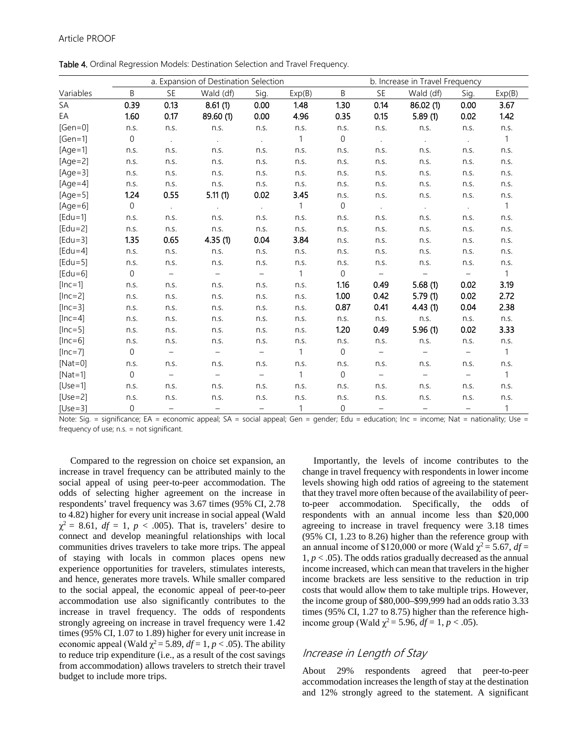Table 4. Ordinal Regression Models: Destination Selection and Travel Frequency.

| Variables | a. Expansion of Destination Selection | | | | | b. Increase in Travel Frequency | | | | |
|---|---|---|---|---|---|---|---|---|---|---|
| | B | SE | Wald (df) | Sig. | Exp(B) | B | SE | Wald (df) | Sig. | Exp(B) |
| SA | **0.39** | **0.13** | **8.61 (1)** | **0.00** | **1.48** | **1.30** | **0.14** | **86.02 (1)** | **0.00** | **3.67** |
| EA | **1.60** | **0.17** | **89.60 (1)** | **0.00** | **4.96** | **0.35** | **0.15** | **5.89 (1)** | **0.02** | **1.42** |
| [Gen=0] | n.s. | n.s. | n.s. | n.s. | n.s. | n.s. | n.s. | n.s. | n.s. | n.s. |
| [Gen=1] | 0 | . | . | . | 1 | 0 | . | . | . | 1 |
| [Age=1] | n.s. | n.s. | n.s. | n.s. | n.s. | n.s. | n.s. | n.s. | n.s. | n.s. |
| [Age=2] | n.s. | n.s. | n.s. | n.s. | n.s. | n.s. | n.s. | n.s. | n.s. | n.s. |
| [Age=3] | n.s. | n.s. | n.s. | n.s. | n.s. | n.s. | n.s. | n.s. | n.s. | n.s. |
| [Age=4] | n.s. | n.s. | n.s. | n.s. | n.s. | n.s. | n.s. | n.s. | n.s. | n.s. |
| [Age=5] | **1.24** | **0.55** | **5.11 (1)** | **0.02** | **3.45** | n.s. | n.s. | n.s. | n.s. | n.s. |
| [Age=6] | 0 | . | . | . | 1 | 0 | . | . | . | 1 |
| [Edu=1] | n.s. | n.s. | n.s. | n.s. | n.s. | n.s. | n.s. | n.s. | n.s. | n.s. |
| [Edu=2] | n.s. | n.s. | n.s. | n.s. | n.s. | n.s. | n.s. | n.s. | n.s. | n.s. |
| [Edu=3] | **1.35** | **0.65** | **4.35 (1)** | **0.04** | **3.84** | n.s. | n.s. | n.s. | n.s. | n.s. |
| [Edu=4] | n.s. | n.s. | n.s. | n.s. | n.s. | n.s. | n.s. | n.s. | n.s. | n.s. |
| [Edu=5] | n.s. | n.s. | n.s. | n.s. | n.s. | n.s. | n.s. | n.s. | n.s. | n.s. |
| [Edu=6] | 0 | – | – | – | 1 | 0 | – | – | – | 1 |
| [Inc=1] | n.s. | n.s. | n.s. | n.s. | n.s. | **1.16** | **0.49** | **5.68 (1)** | **0.02** | **3.19** |
| [Inc=2] | n.s. | n.s. | n.s. | n.s. | n.s. | **1.00** | **0.42** | **5.79 (1)** | **0.02** | **2.72** |
| [Inc=3] | n.s. | n.s. | n.s. | n.s. | n.s. | **0.87** | **0.41** | **4.43 (1)** | **0.04** | **2.38** |
| [Inc=4] | n.s. | n.s. | n.s. | n.s. | n.s. | n.s. | n.s. | n.s. | n.s. | n.s. |
| [Inc=5] | n.s. | n.s. | n.s. | n.s. | n.s. | **1.20** | **0.49** | **5.96 (1)** | **0.02** | **3.33** |
| [Inc=6] | n.s. | n.s. | n.s. | n.s. | n.s. | n.s. | n.s. | n.s. | n.s. | n.s. |
| [Inc=7] | 0 | – | – | – | 1 | 0 | – | – | – | 1 |
| [Nat=0] | n.s. | n.s. | n.s. | n.s. | n.s. | n.s. | n.s. | n.s. | n.s. | n.s. |
| [Nat=1] | 0 | – | – | – | 1 | 0 | – | – | – | 1 |
| [Use=1] | n.s. | n.s. | n.s. | n.s. | n.s. | n.s. | n.s. | n.s. | n.s. | n.s. |
| [Use=2] | n.s. | n.s. | n.s. | n.s. | n.s. | n.s. | n.s. | n.s. | n.s. | n.s. |
| [Use=3] | 0 | – | – | – | 1 | 0 | – | – | – | 1 |

Note: Sig. = significance; EA = economic appeal; SA = social appeal; Gen = gender; Edu = education; Inc = income; Nat = nationality; Use = frequency of use; n.s. = not significant.

Compared to the regression on choice set expansion, an increase in travel frequency can be attributed mainly to the social appeal of using peer-to-peer accommodation. The odds of selecting higher agreement on the increase in respondents' travel frequency was 3.67 times (95% CI, 2.78 to 4.82) higher for every unit increase in social appeal (Wald $\chi^2$ = 8.61, $df$ = 1, $p$ < .005). That is, travelers' desire to connect and develop meaningful relationships with local communities drives travelers to take more trips. The appeal of staying with locals in common places opens new experience opportunities for travelers, stimulates interests, and hence, generates more travels. While smaller compared to the social appeal, the economic appeal of peer-to-peer accommodation use also significantly contributes to the increase in travel frequency. The odds of respondents strongly agreeing on increase in travel frequency were 1.42 times (95% CI, 1.07 to 1.89) higher for every unit increase in economic appeal (Wald $\chi^2$ = 5.89, $df$ = 1, $p$ < .05). The ability to reduce trip expenditure (i.e., as a result of the cost savings from accommodation) allows travelers to stretch their travel budget to include more trips.

Importantly, the levels of income contributes to the change in travel frequency with respondents in lower income levels showing high odd ratios of agreeing to the statement that they travel more often because of the availability of peer-to-peer accommodation. Specifically, the odds of respondents with an annual income less than $20,000 agreeing to increase in travel frequency were 3.18 times (95% CI, 1.23 to 8.26) higher than the reference group with an annual income of $120,000 or more (Wald $\chi^2$ = 5.67, $df$ = 1, $p$ < .05). The odds ratios gradually decreased as the annual income increased, which can mean that travelers in the higher income brackets are less sensitive to the reduction in trip costs that would allow them to take multiple trips. However, the income group of $80,000–$99,999 had an odds ratio 3.33 times (95% CI, 1.27 to 8.75) higher than the reference high-income group (Wald $\chi^2$ = 5.96, $df$ = 1, $p$ < .05).

## Increase in Length of Stay

About 29% respondents agreed that peer-to-peer accommodation increases the length of stay at the destination and 12% strongly agreed to the statement. A significant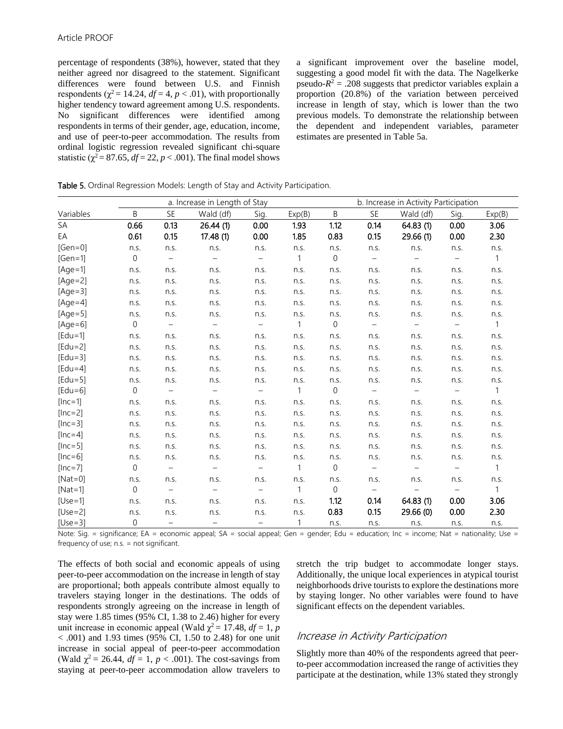percentage of respondents (38%), however, stated that they neither agreed nor disagreed to the statement. Significant differences were found between U.S. and Finnish respondents ($\chi^2 = 14.24$, $df = 4$, $p < .01$), with proportionally higher tendency toward agreement among U.S. respondents. No significant differences were identified among respondents in terms of their gender, age, education, income, and use of peer-to-peer accommodation. The results from ordinal logistic regression revealed significant chi-square statistic ($\chi^2 = 87.65$, $df = 22$, $p < .001$). The final model shows a significant improvement over the baseline model, suggesting a good model fit with the data. The Nagelkerke pseudo-$R^2 = .208$ suggests that predictor variables explain a proportion (20.8%) of the variation between perceived increase in length of stay, which is lower than the two previous models. To demonstrate the relationship between the dependent and independent variables, parameter estimates are presented in Table 5a.

**Table 5.** Ordinal Regression Models: Length of Stay and Activity Participation.

| | a. Increase in Length of Stay | | | | | b. Increase in Activity Participation | | | | |
|---|---|---|---|---|---|---|---|---|---|---|
| Variables | B | SE | Wald (df) | Sig. | Exp(B) | B | SE | Wald (df) | Sig. | Exp(B) |
| SA | **0.66** | **0.13** | **26.44 (1)** | **0.00** | **1.93** | **1.12** | **0.14** | **64.83 (1)** | **0.00** | **3.06** |
| EA | **0.61** | **0.15** | **17.48 (1)** | **0.00** | **1.85** | **0.83** | **0.15** | **29.66 (1)** | **0.00** | **2.30** |
| [Gen=0] | n.s. | n.s. | n.s. | n.s. | n.s. | n.s. | n.s. | n.s. | n.s. | n.s. |
| [Gen=1] | 0 | – | – | – | 1 | 0 | – | – | – | 1 |
| [Age=1] | n.s. | n.s. | n.s. | n.s. | n.s. | n.s. | n.s. | n.s. | n.s. | n.s. |
| [Age=2] | n.s. | n.s. | n.s. | n.s. | n.s. | n.s. | n.s. | n.s. | n.s. | n.s. |
| [Age=3] | n.s. | n.s. | n.s. | n.s. | n.s. | n.s. | n.s. | n.s. | n.s. | n.s. |
| [Age=4] | n.s. | n.s. | n.s. | n.s. | n.s. | n.s. | n.s. | n.s. | n.s. | n.s. |
| [Age=5] | n.s. | n.s. | n.s. | n.s. | n.s. | n.s. | n.s. | n.s. | n.s. | n.s. |
| [Age=6] | 0 | – | – | – | 1 | 0 | – | – | – | 1 |
| [Edu=1] | n.s. | n.s. | n.s. | n.s. | n.s. | n.s. | n.s. | n.s. | n.s. | n.s. |
| [Edu=2] | n.s. | n.s. | n.s. | n.s. | n.s. | n.s. | n.s. | n.s. | n.s. | n.s. |
| [Edu=3] | n.s. | n.s. | n.s. | n.s. | n.s. | n.s. | n.s. | n.s. | n.s. | n.s. |
| [Edu=4] | n.s. | n.s. | n.s. | n.s. | n.s. | n.s. | n.s. | n.s. | n.s. | n.s. |
| [Edu=5] | n.s. | n.s. | n.s. | n.s. | n.s. | n.s. | n.s. | n.s. | n.s. | n.s. |
| [Edu=6] | 0 | – | – | – | 1 | 0 | – | – | – | 1 |
| [Inc=1] | n.s. | n.s. | n.s. | n.s. | n.s. | n.s. | n.s. | n.s. | n.s. | n.s. |
| [Inc=2] | n.s. | n.s. | n.s. | n.s. | n.s. | n.s. | n.s. | n.s. | n.s. | n.s. |
| [Inc=3] | n.s. | n.s. | n.s. | n.s. | n.s. | n.s. | n.s. | n.s. | n.s. | n.s. |
| [Inc=4] | n.s. | n.s. | n.s. | n.s. | n.s. | n.s. | n.s. | n.s. | n.s. | n.s. |
| [Inc=5] | n.s. | n.s. | n.s. | n.s. | n.s. | n.s. | n.s. | n.s. | n.s. | n.s. |
| [Inc=6] | n.s. | n.s. | n.s. | n.s. | n.s. | n.s. | n.s. | n.s. | n.s. | n.s. |
| [Inc=7] | 0 | – | – | – | 1 | 0 | – | – | – | 1 |
| [Nat=0] | n.s. | n.s. | n.s. | n.s. | n.s. | n.s. | n.s. | n.s. | n.s. | n.s. |
| [Nat=1] | 0 | – | – | – | 1 | 0 | – | – | – | 1 |
| [Use=1] | n.s. | n.s. | n.s. | n.s. | n.s. | **1.12** | **0.14** | **64.83 (1)** | **0.00** | **3.06** |
| [Use=2] | n.s. | n.s. | n.s. | n.s. | n.s. | **0.83** | **0.15** | **29.66 (0)** | **0.00** | **2.30** |
| [Use=3] | 0 | – | – | – | 1 | n.s. | n.s. | n.s. | n.s. | n.s. |

Note: Sig. = significance; EA = economic appeal; SA = social appeal; Gen = gender; Edu = education; Inc = income; Nat = nationality; Use = frequency of use; n.s. = not significant.

The effects of both social and economic appeals of using peer-to-peer accommodation on the increase in length of stay are proportional; both appeals contribute almost equally to travelers staying longer in the destinations. The odds of respondents strongly agreeing on the increase in length of stay were 1.85 times (95% CI, 1.38 to 2.46) higher for every unit increase in economic appeal (Wald $\chi^2 = 17.48$, $df = 1$, $p < .001$) and 1.93 times (95% CI, 1.50 to 2.48) for one unit increase in social appeal of peer-to-peer accommodation (Wald $\chi^2 = 26.44$, $df = 1$, $p < .001$). The cost-savings from staying at peer-to-peer accommodation allow travelers to stretch the trip budget to accommodate longer stays. Additionally, the unique local experiences in atypical tourist neighborhoods drive tourists to explore the destinations more by staying longer. No other variables were found to have significant effects on the dependent variables.

## *Increase in Activity Participation*

Slightly more than 40% of the respondents agreed that peer-to-peer accommodation increased the range of activities they participate at the destination, while 13% stated they strongly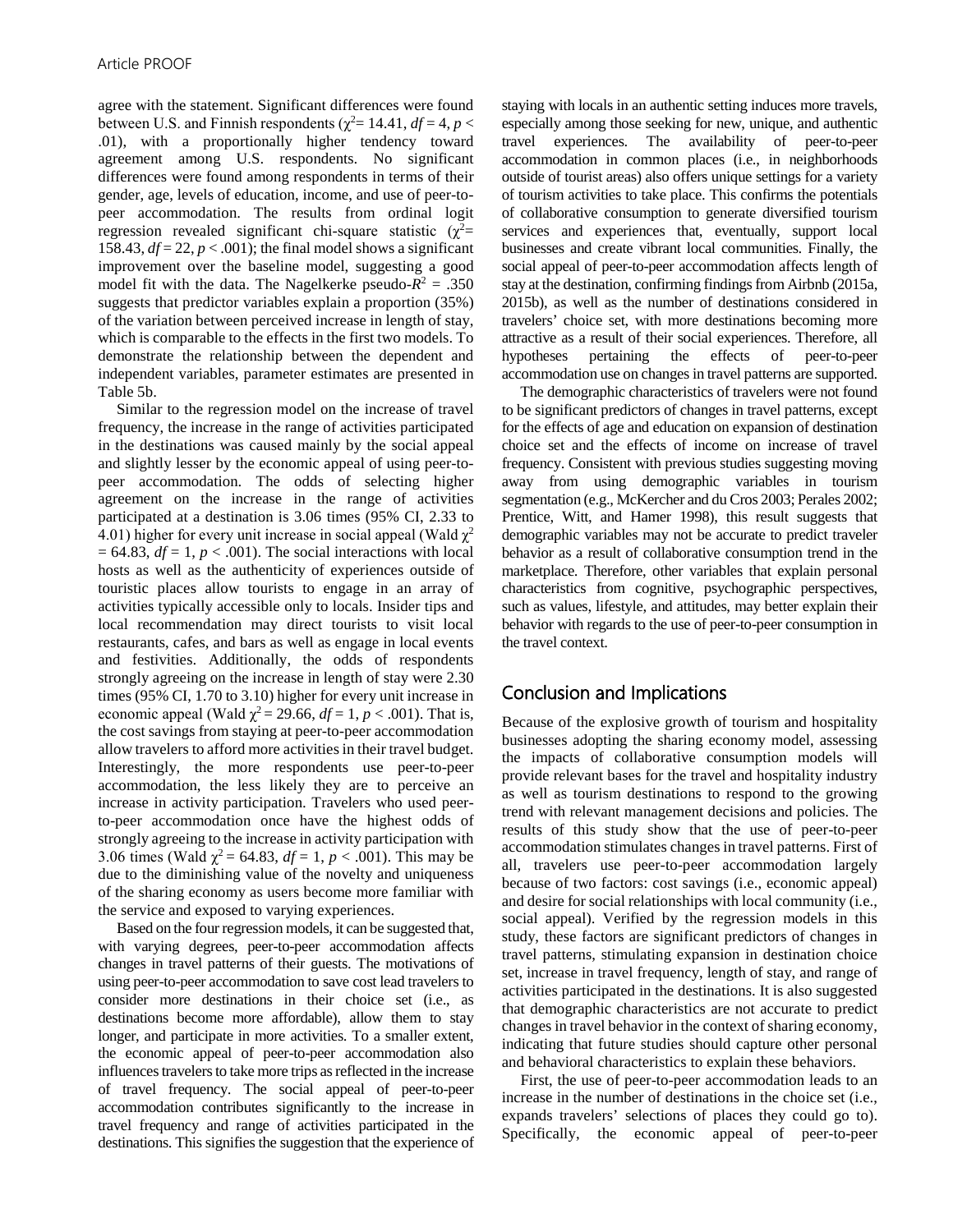agree with the statement. Significant differences were found between U.S. and Finnish respondents ($\chi^2$= 14.41, *df* = 4, $p < .01$), with a proportionally higher tendency toward agreement among U.S. respondents. No significant differences were found among respondents in terms of their gender, age, levels of education, income, and use of peer-to-peer accommodation. The results from ordinal logit regression revealed significant chi-square statistic ($\chi^2$= 158.43, *df* = 22, $p < .001$); the final model shows a significant improvement over the baseline model, suggesting a good model fit with the data. The Nagelkerke pseudo-$R^2$ = .350 suggests that predictor variables explain a proportion (35%) of the variation between perceived increase in length of stay, which is comparable to the effects in the first two models. To demonstrate the relationship between the dependent and independent variables, parameter estimates are presented in Table 5b.

Similar to the regression model on the increase of travel frequency, the increase in the range of activities participated in the destinations was caused mainly by the social appeal and slightly lesser by the economic appeal of using peer-to-peer accommodation. The odds of selecting higher agreement on the increase in the range of activities participated at a destination is 3.06 times (95% CI, 2.33 to 4.01) higher for every unit increase in social appeal (Wald $\chi^2$ = 64.83, *df* = 1, $p < .001$). The social interactions with local hosts as well as the authenticity of experiences outside of touristic places allow tourists to engage in an array of activities typically accessible only to locals. Insider tips and local recommendation may direct tourists to visit local restaurants, cafes, and bars as well as engage in local events and festivities. Additionally, the odds of respondents strongly agreeing on the increase in length of stay were 2.30 times (95% CI, 1.70 to 3.10) higher for every unit increase in economic appeal (Wald $\chi^2$ = 29.66, *df* = 1, $p < .001$). That is, the cost savings from staying at peer-to-peer accommodation allow travelers to afford more activities in their travel budget. Interestingly, the more respondents use peer-to-peer accommodation, the less likely they are to perceive an increase in activity participation. Travelers who used peer-to-peer accommodation once have the highest odds of strongly agreeing to the increase in activity participation with 3.06 times (Wald $\chi^2$ = 64.83, *df* = 1, $p < .001$). This may be due to the diminishing value of the novelty and uniqueness of the sharing economy as users become more familiar with the service and exposed to varying experiences.

Based on the four regression models, it can be suggested that, with varying degrees, peer-to-peer accommodation affects changes in travel patterns of their guests. The motivations of using peer-to-peer accommodation to save cost lead travelers to consider more destinations in their choice set (i.e., as destinations become more affordable), allow them to stay longer, and participate in more activities. To a smaller extent, the economic appeal of peer-to-peer accommodation also influences travelers to take more trips as reflected in the increase of travel frequency. The social appeal of peer-to-peer accommodation contributes significantly to the increase in travel frequency and range of activities participated in the destinations. This signifies the suggestion that the experience of staying with locals in an authentic setting induces more travels, especially among those seeking for new, unique, and authentic travel experiences. The availability of peer-to-peer accommodation in common places (i.e., in neighborhoods outside of tourist areas) also offers unique settings for a variety of tourism activities to take place. This confirms the potentials of collaborative consumption to generate diversified tourism services and experiences that, eventually, support local businesses and create vibrant local communities. Finally, the social appeal of peer-to-peer accommodation affects length of stay at the destination, confirming findings from Airbnb (2015a, 2015b), as well as the number of destinations considered in travelers' choice set, with more destinations becoming more attractive as a result of their social experiences. Therefore, all hypotheses pertaining the effects of peer-to-peer accommodation use on changes in travel patterns are supported.

The demographic characteristics of travelers were not found to be significant predictors of changes in travel patterns, except for the effects of age and education on expansion of destination choice set and the effects of income on increase of travel frequency. Consistent with previous studies suggesting moving away from using demographic variables in tourism segmentation (e.g., McKercher and du Cros 2003; Perales 2002; Prentice, Witt, and Hamer 1998), this result suggests that demographic variables may not be accurate to predict traveler behavior as a result of collaborative consumption trend in the marketplace. Therefore, other variables that explain personal characteristics from cognitive, psychographic perspectives, such as values, lifestyle, and attitudes, may better explain their behavior with regards to the use of peer-to-peer consumption in the travel context.

## Conclusion and Implications

Because of the explosive growth of tourism and hospitality businesses adopting the sharing economy model, assessing the impacts of collaborative consumption models will provide relevant bases for the travel and hospitality industry as well as tourism destinations to respond to the growing trend with relevant management decisions and policies. The results of this study show that the use of peer-to-peer accommodation stimulates changes in travel patterns. First of all, travelers use peer-to-peer accommodation largely because of two factors: cost savings (i.e., economic appeal) and desire for social relationships with local community (i.e., social appeal). Verified by the regression models in this study, these factors are significant predictors of changes in travel patterns, stimulating expansion in destination choice set, increase in travel frequency, length of stay, and range of activities participated in the destinations. It is also suggested that demographic characteristics are not accurate to predict changes in travel behavior in the context of sharing economy, indicating that future studies should capture other personal and behavioral characteristics to explain these behaviors.

First, the use of peer-to-peer accommodation leads to an increase in the number of destinations in the choice set (i.e., expands travelers' selections of places they could go to). Specifically, the economic appeal of peer-to-peer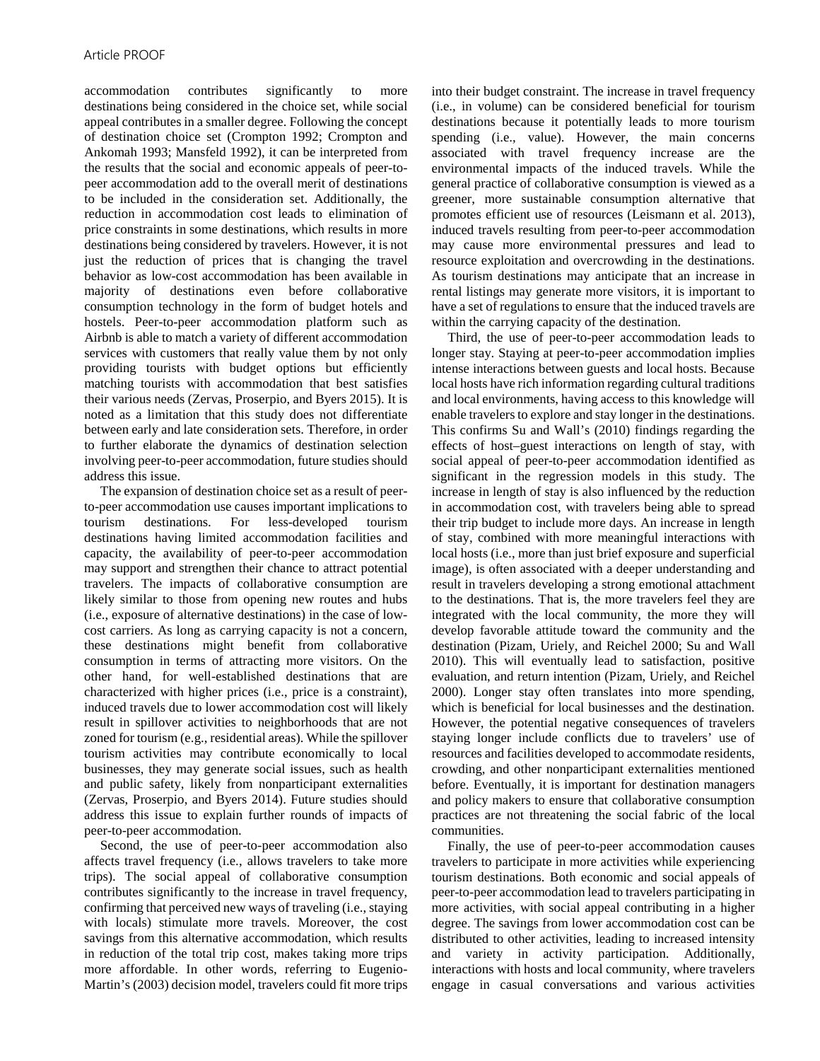accommodation contributes significantly to more destinations being considered in the choice set, while social appeal contributes in a smaller degree. Following the concept of destination choice set (Crompton 1992; Crompton and Ankomah 1993; Mansfeld 1992), it can be interpreted from the results that the social and economic appeals of peer-to-peer accommodation add to the overall merit of destinations to be included in the consideration set. Additionally, the reduction in accommodation cost leads to elimination of price constraints in some destinations, which results in more destinations being considered by travelers. However, it is not just the reduction of prices that is changing the travel behavior as low-cost accommodation has been available in majority of destinations even before collaborative consumption technology in the form of budget hotels and hostels. Peer-to-peer accommodation platform such as Airbnb is able to match a variety of different accommodation services with customers that really value them by not only providing tourists with budget options but efficiently matching tourists with accommodation that best satisfies their various needs (Zervas, Proserpio, and Byers 2015). It is noted as a limitation that this study does not differentiate between early and late consideration sets. Therefore, in order to further elaborate the dynamics of destination selection involving peer-to-peer accommodation, future studies should address this issue.

The expansion of destination choice set as a result of peer-to-peer accommodation use causes important implications to tourism destinations. For less-developed tourism destinations having limited accommodation facilities and capacity, the availability of peer-to-peer accommodation may support and strengthen their chance to attract potential travelers. The impacts of collaborative consumption are likely similar to those from opening new routes and hubs (i.e., exposure of alternative destinations) in the case of low-cost carriers. As long as carrying capacity is not a concern, these destinations might benefit from collaborative consumption in terms of attracting more visitors. On the other hand, for well-established destinations that are characterized with higher prices (i.e., price is a constraint), induced travels due to lower accommodation cost will likely result in spillover activities to neighborhoods that are not zoned for tourism (e.g., residential areas). While the spillover tourism activities may contribute economically to local businesses, they may generate social issues, such as health and public safety, likely from nonparticipant externalities (Zervas, Proserpio, and Byers 2014). Future studies should address this issue to explain further rounds of impacts of peer-to-peer accommodation.

Second, the use of peer-to-peer accommodation also affects travel frequency (i.e., allows travelers to take more trips). The social appeal of collaborative consumption contributes significantly to the increase in travel frequency, confirming that perceived new ways of traveling (i.e., staying with locals) stimulate more travels. Moreover, the cost savings from this alternative accommodation, which results in reduction of the total trip cost, makes taking more trips more affordable. In other words, referring to Eugenio-Martin's (2003) decision model, travelers could fit more trips into their budget constraint. The increase in travel frequency (i.e., in volume) can be considered beneficial for tourism destinations because it potentially leads to more tourism spending (i.e., value). However, the main concerns associated with travel frequency increase are the environmental impacts of the induced travels. While the general practice of collaborative consumption is viewed as a greener, more sustainable consumption alternative that promotes efficient use of resources (Leismann et al. 2013), induced travels resulting from peer-to-peer accommodation may cause more environmental pressures and lead to resource exploitation and overcrowding in the destinations. As tourism destinations may anticipate that an increase in rental listings may generate more visitors, it is important to have a set of regulations to ensure that the induced travels are within the carrying capacity of the destination.

Third, the use of peer-to-peer accommodation leads to longer stay. Staying at peer-to-peer accommodation implies intense interactions between guests and local hosts. Because local hosts have rich information regarding cultural traditions and local environments, having access to this knowledge will enable travelers to explore and stay longer in the destinations. This confirms Su and Wall's (2010) findings regarding the effects of host–guest interactions on length of stay, with social appeal of peer-to-peer accommodation identified as significant in the regression models in this study. The increase in length of stay is also influenced by the reduction in accommodation cost, with travelers being able to spread their trip budget to include more days. An increase in length of stay, combined with more meaningful interactions with local hosts (i.e., more than just brief exposure and superficial image), is often associated with a deeper understanding and result in travelers developing a strong emotional attachment to the destinations. That is, the more travelers feel they are integrated with the local community, the more they will develop favorable attitude toward the community and the destination (Pizam, Uriely, and Reichel 2000; Su and Wall 2010). This will eventually lead to satisfaction, positive evaluation, and return intention (Pizam, Uriely, and Reichel 2000). Longer stay often translates into more spending, which is beneficial for local businesses and the destination. However, the potential negative consequences of travelers staying longer include conflicts due to travelers' use of resources and facilities developed to accommodate residents, crowding, and other nonparticipant externalities mentioned before. Eventually, it is important for destination managers and policy makers to ensure that collaborative consumption practices are not threatening the social fabric of the local communities.

Finally, the use of peer-to-peer accommodation causes travelers to participate in more activities while experiencing tourism destinations. Both economic and social appeals of peer-to-peer accommodation lead to travelers participating in more activities, with social appeal contributing in a higher degree. The savings from lower accommodation cost can be distributed to other activities, leading to increased intensity and variety in activity participation. Additionally, interactions with hosts and local community, where travelers engage in casual conversations and various activities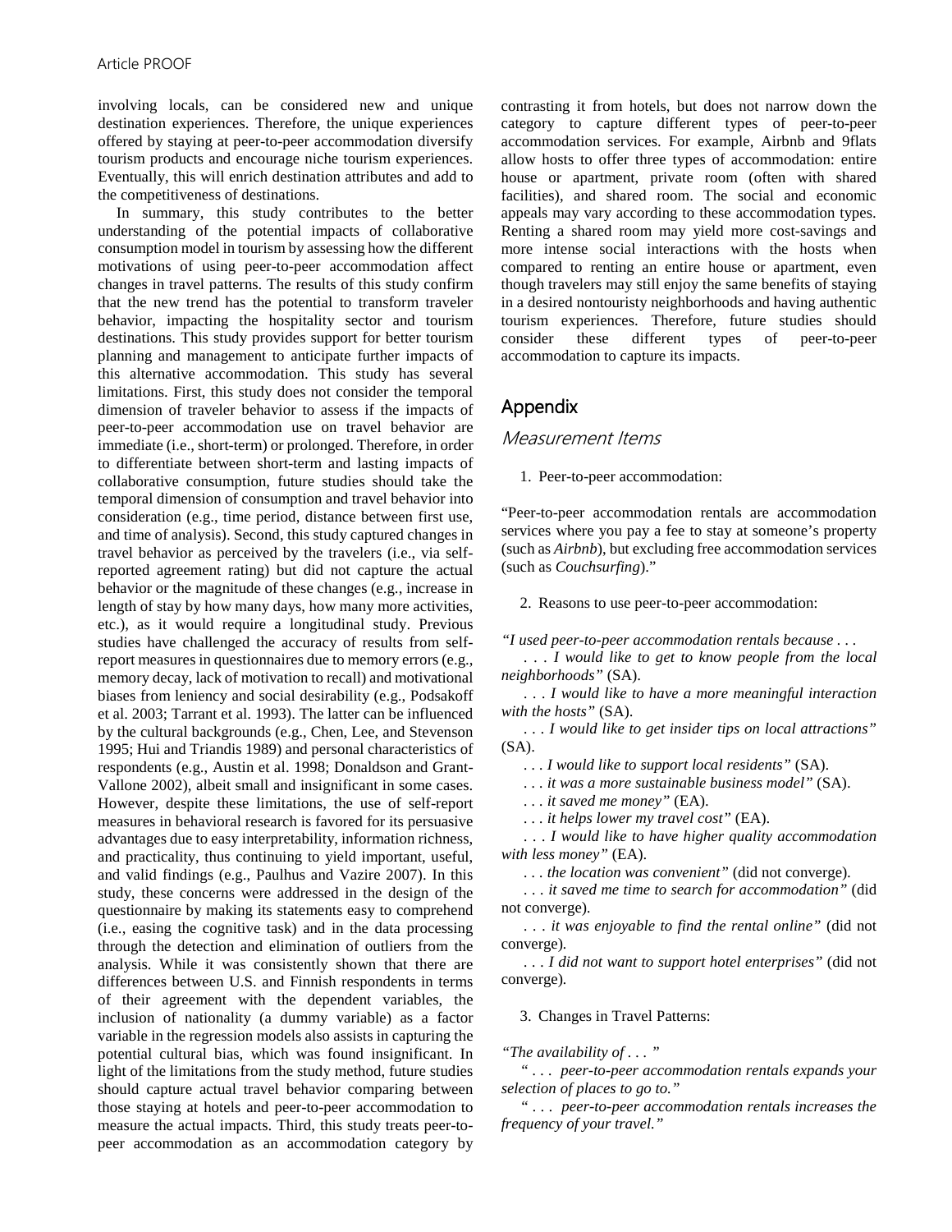involving locals, can be considered new and unique destination experiences. Therefore, the unique experiences offered by staying at peer-to-peer accommodation diversify tourism products and encourage niche tourism experiences. Eventually, this will enrich destination attributes and add to the competitiveness of destinations.

In summary, this study contributes to the better understanding of the potential impacts of collaborative consumption model in tourism by assessing how the different motivations of using peer-to-peer accommodation affect changes in travel patterns. The results of this study confirm that the new trend has the potential to transform traveler behavior, impacting the hospitality sector and tourism destinations. This study provides support for better tourism planning and management to anticipate further impacts of this alternative accommodation. This study has several limitations. First, this study does not consider the temporal dimension of traveler behavior to assess if the impacts of peer-to-peer accommodation use on travel behavior are immediate (i.e., short-term) or prolonged. Therefore, in order to differentiate between short-term and lasting impacts of collaborative consumption, future studies should take the temporal dimension of consumption and travel behavior into consideration (e.g., time period, distance between first use, and time of analysis). Second, this study captured changes in travel behavior as perceived by the travelers (i.e., via self-reported agreement rating) but did not capture the actual behavior or the magnitude of these changes (e.g., increase in length of stay by how many days, how many more activities, etc.), as it would require a longitudinal study. Previous studies have challenged the accuracy of results from self-report measures in questionnaires due to memory errors (e.g., memory decay, lack of motivation to recall) and motivational biases from leniency and social desirability (e.g., Podsakoff et al. 2003; Tarrant et al. 1993). The latter can be influenced by the cultural backgrounds (e.g., Chen, Lee, and Stevenson 1995; Hui and Triandis 1989) and personal characteristics of respondents (e.g., Austin et al. 1998; Donaldson and Grant-Vallone 2002), albeit small and insignificant in some cases. However, despite these limitations, the use of self-report measures in behavioral research is favored for its persuasive advantages due to easy interpretability, information richness, and practicality, thus continuing to yield important, useful, and valid findings (e.g., Paulhus and Vazire 2007). In this study, these concerns were addressed in the design of the questionnaire by making its statements easy to comprehend (i.e., easing the cognitive task) and in the data processing through the detection and elimination of outliers from the analysis. While it was consistently shown that there are differences between U.S. and Finnish respondents in terms of their agreement with the dependent variables, the inclusion of nationality (a dummy variable) as a factor variable in the regression models also assists in capturing the potential cultural bias, which was found insignificant. In light of the limitations from the study method, future studies should capture actual travel behavior comparing between those staying at hotels and peer-to-peer accommodation to measure the actual impacts. Third, this study treats peer-to-peer accommodation as an accommodation category by contrasting it from hotels, but does not narrow down the category to capture different types of peer-to-peer accommodation services. For example, Airbnb and 9flats allow hosts to offer three types of accommodation: entire house or apartment, private room (often with shared facilities), and shared room. The social and economic appeals may vary according to these accommodation types. Renting a shared room may yield more cost-savings and more intense social interactions with the hosts when compared to renting an entire house or apartment, even though travelers may still enjoy the same benefits of staying in a desired nontouristy neighborhoods and having authentic tourism experiences. Therefore, future studies should consider these different types of peer-to-peer accommodation to capture its impacts.

## Appendix

### *Measurement Items*

1. Peer-to-peer accommodation:

"Peer-to-peer accommodation rentals are accommodation services where you pay a fee to stay at someone's property (such as *Airbnb*), but excluding free accommodation services (such as *Couchsurfing*)."

2. Reasons to use peer-to-peer accommodation:

*"I used peer-to-peer accommodation rentals because . . .*

*. . . I would like to get to know people from the local neighborhoods"* (SA).

*. . . I would like to have a more meaningful interaction with the hosts"* (SA).

*. . . I would like to get insider tips on local attractions"* (SA).

*. . . I would like to support local residents"* (SA).

*. . . it was a more sustainable business model"* (SA).

*. . . it saved me money"* (EA).

*. . . it helps lower my travel cost"* (EA).

*. . . I would like to have higher quality accommodation with less money"* (EA).

*. . . the location was convenient"* (did not converge).

*. . . it saved me time to search for accommodation"* (did not converge).

*. . . it was enjoyable to find the rental online"* (did not converge).

*. . . I did not want to support hotel enterprises"* (did not converge).

3. Changes in Travel Patterns:

*"The availability of . . . "*

*" . . . peer-to-peer accommodation rentals expands your selection of places to go to."*

*" . . . peer-to-peer accommodation rentals increases the frequency of your travel."*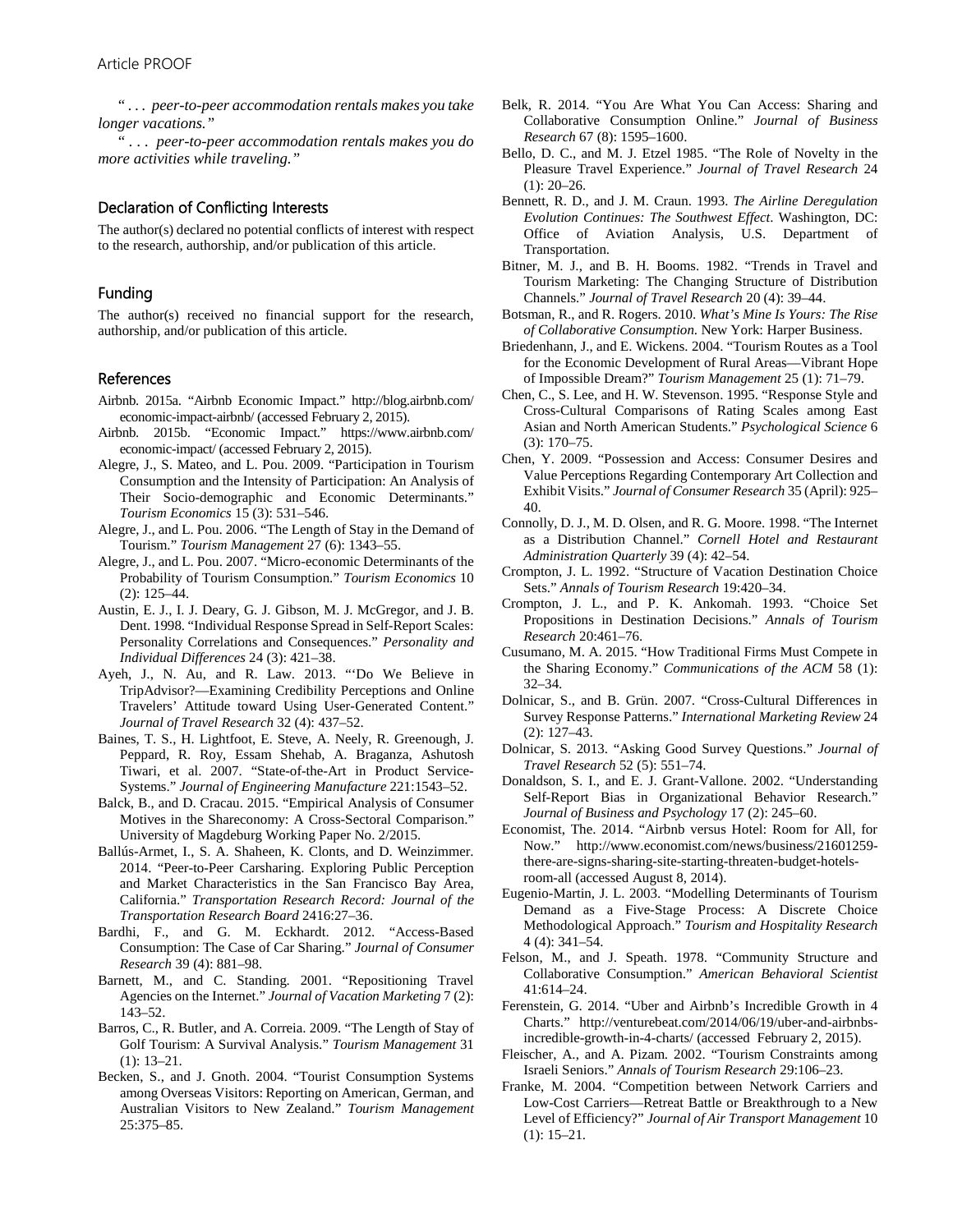*"... peer-to-peer accommodation rentals makes you take longer vacations."*

*"... peer-to-peer accommodation rentals makes you do more activities while traveling."*

## Declaration of Conflicting Interests

The author(s) declared no potential conflicts of interest with respect to the research, authorship, and/or publication of this article.

## Funding

The author(s) received no financial support for the research, authorship, and/or publication of this article.

## References

Airbnb. 2015a. "Airbnb Economic Impact." http://blog.airbnb.com/economic-impact-airbnb/ (accessed February 2, 2015).

Airbnb. 2015b. "Economic Impact." https://www.airbnb.com/economic-impact/ (accessed February 2, 2015).

Alegre, J., S. Mateo, and L. Pou. 2009. "Participation in Tourism Consumption and the Intensity of Participation: An Analysis of Their Socio-demographic and Economic Determinants." *Tourism Economics* 15 (3): 531–546.

Alegre, J., and L. Pou. 2006. "The Length of Stay in the Demand of Tourism." *Tourism Management* 27 (6): 1343–55.

Alegre, J., and L. Pou. 2007. "Micro-economic Determinants of the Probability of Tourism Consumption." *Tourism Economics* 10 (2): 125–44.

Austin, E. J., I. J. Deary, G. J. Gibson, M. J. McGregor, and J. B. Dent. 1998. "Individual Response Spread in Self-Report Scales: Personality Correlations and Consequences." *Personality and Individual Differences* 24 (3): 421–38.

Ayeh, J., N. Au, and R. Law. 2013. "'Do We Believe in TripAdvisor?—Examining Credibility Perceptions and Online Travelers' Attitude toward Using User-Generated Content." *Journal of Travel Research* 32 (4): 437–52.

Baines, T. S., H. Lightfoot, E. Steve, A. Neely, R. Greenough, J. Peppard, R. Roy, Essam Shehab, A. Braganza, Ashutosh Tiwari, et al. 2007. "State-of-the-Art in Product Service-Systems." *Journal of Engineering Manufacture* 221:1543–52.

Balck, B., and D. Cracau. 2015. "Empirical Analysis of Consumer Motives in the Shareconomy: A Cross-Sectoral Comparison." University of Magdeburg Working Paper No. 2/2015.

Ballús-Armet, I., S. A. Shaheen, K. Clonts, and D. Weinzimmer. 2014. "Peer-to-Peer Carsharing. Exploring Public Perception and Market Characteristics in the San Francisco Bay Area, California." *Transportation Research Record: Journal of the Transportation Research Board* 2416:27–36.

Bardhi, F., and G. M. Eckhardt. 2012. "Access-Based Consumption: The Case of Car Sharing." *Journal of Consumer Research* 39 (4): 881–98.

Barnett, M., and C. Standing. 2001. "Repositioning Travel Agencies on the Internet." *Journal of Vacation Marketing* 7 (2): 143–52.

Barros, C., R. Butler, and A. Correia. 2009. "The Length of Stay of Golf Tourism: A Survival Analysis." *Tourism Management* 31 (1): 13–21.

Becken, S., and J. Gnoth. 2004. "Tourist Consumption Systems among Overseas Visitors: Reporting on American, German, and Australian Visitors to New Zealand." *Tourism Management* 25:375–85.

Belk, R. 2014. "You Are What You Can Access: Sharing and Collaborative Consumption Online." *Journal of Business Research* 67 (8): 1595–1600.

Bello, D. C., and M. J. Etzel 1985. "The Role of Novelty in the Pleasure Travel Experience." *Journal of Travel Research* 24 (1): 20–26.

Bennett, R. D., and J. M. Craun. 1993. *The Airline Deregulation Evolution Continues: The Southwest Effect*. Washington, DC: Office of Aviation Analysis, U.S. Department of Transportation.

Bitner, M. J., and B. H. Booms. 1982. "Trends in Travel and Tourism Marketing: The Changing Structure of Distribution Channels." *Journal of Travel Research* 20 (4): 39–44.

Botsman, R., and R. Rogers. 2010. *What's Mine Is Yours: The Rise of Collaborative Consumption*. New York: Harper Business.

Briedenhann, J., and E. Wickens. 2004. "Tourism Routes as a Tool for the Economic Development of Rural Areas—Vibrant Hope of Impossible Dream?" *Tourism Management* 25 (1): 71–79.

Chen, C., S. Lee, and H. W. Stevenson. 1995. "Response Style and Cross-Cultural Comparisons of Rating Scales among East Asian and North American Students." *Psychological Science* 6 (3): 170–75.

Chen, Y. 2009. "Possession and Access: Consumer Desires and Value Perceptions Regarding Contemporary Art Collection and Exhibit Visits." *Journal of Consumer Research* 35 (April): 925–40.

Connolly, D. J., M. D. Olsen, and R. G. Moore. 1998. "The Internet as a Distribution Channel." *Cornell Hotel and Restaurant Administration Quarterly* 39 (4): 42–54.

Crompton, J. L. 1992. "Structure of Vacation Destination Choice Sets." *Annals of Tourism Research* 19:420–34.

Crompton, J. L., and P. K. Ankomah. 1993. "Choice Set Propositions in Destination Decisions." *Annals of Tourism Research* 20:461–76.

Cusumano, M. A. 2015. "How Traditional Firms Must Compete in the Sharing Economy." *Communications of the ACM* 58 (1): 32–34.

Dolnicar, S., and B. Grün. 2007. "Cross-Cultural Differences in Survey Response Patterns." *International Marketing Review* 24 (2): 127–43.

Dolnicar, S. 2013. "Asking Good Survey Questions." *Journal of Travel Research* 52 (5): 551–74.

Donaldson, S. I., and E. J. Grant-Vallone. 2002. "Understanding Self-Report Bias in Organizational Behavior Research." *Journal of Business and Psychology* 17 (2): 245–60.

Economist, The. 2014. "Airbnb versus Hotel: Room for All, for Now." http://www.economist.com/news/business/21601259-there-are-signs-sharing-site-starting-threaten-budget-hotels-room-all (accessed August 8, 2014).

Eugenio-Martin, J. L. 2003. "Modelling Determinants of Tourism Demand as a Five-Stage Process: A Discrete Choice Methodological Approach." *Tourism and Hospitality Research* 4 (4): 341–54.

Felson, M., and J. Speath. 1978. "Community Structure and Collaborative Consumption." *American Behavioral Scientist* 41:614–24.

Ferenstein, G. 2014. "Uber and Airbnb's Incredible Growth in 4 Charts." http://venturebeat.com/2014/06/19/uber-and-airbnbs-incredible-growth-in-4-charts/ (accessed February 2, 2015).

Fleischer, A., and A. Pizam. 2002. "Tourism Constraints among Israeli Seniors." *Annals of Tourism Research* 29:106–23.

Franke, M. 2004. "Competition between Network Carriers and Low-Cost Carriers—Retreat Battle or Breakthrough to a New Level of Efficiency?" *Journal of Air Transport Management* 10 (1): 15–21.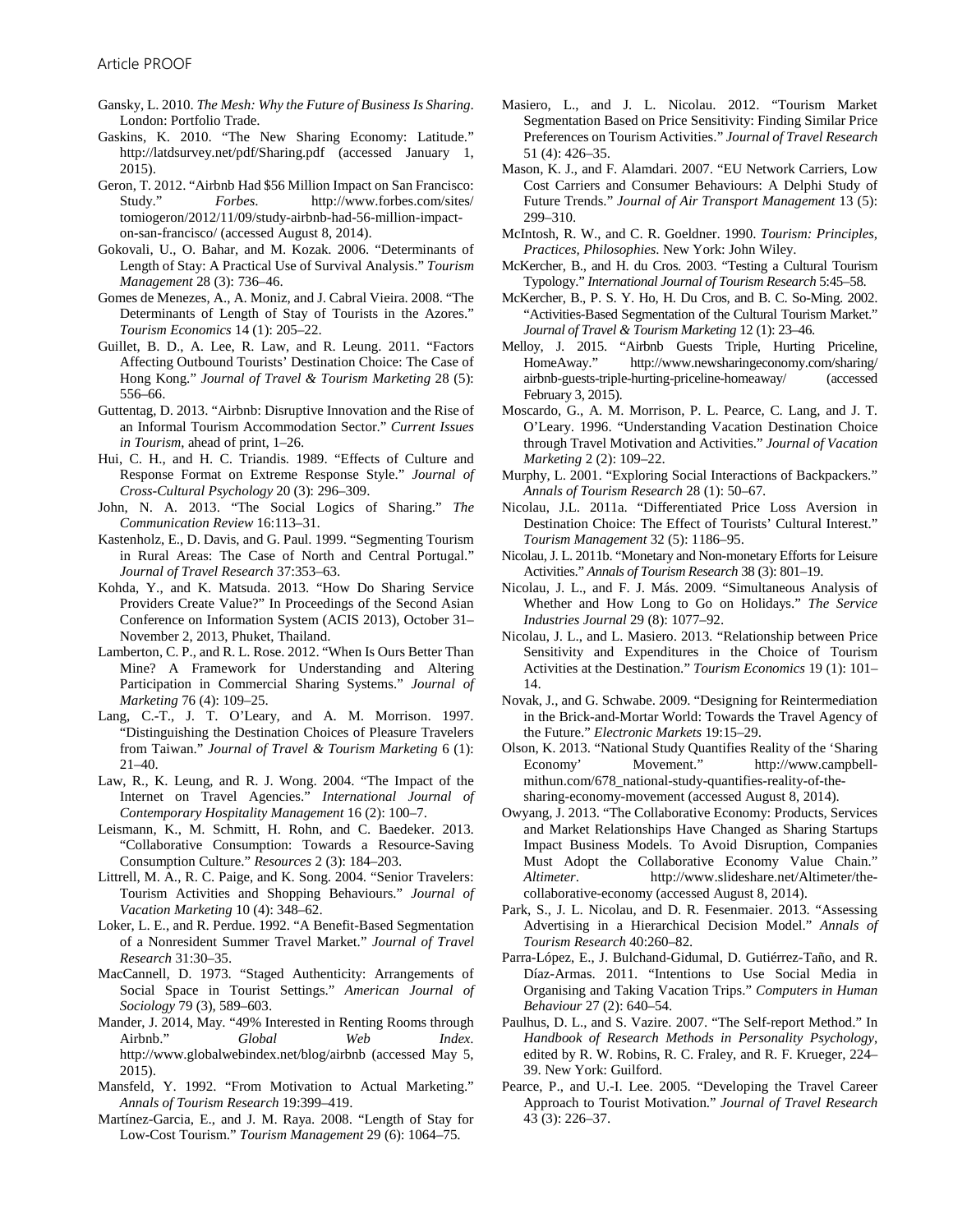Gansky, L. 2010. *The Mesh: Why the Future of Business Is Sharing*. London: Portfolio Trade.

Gaskins, K. 2010. "The New Sharing Economy: Latitude." http://latdsurvey.net/pdf/Sharing.pdf (accessed January 1, 2015).

Geron, T. 2012. "Airbnb Had $56 Million Impact on San Francisco: Study." *Forbes*. http://www.forbes.com/sites/tomiogeron/2012/11/09/study-airbnb-had-56-million-impact-on-san-francisco/ (accessed August 8, 2014).

Gokovali, U., O. Bahar, and M. Kozak. 2006. "Determinants of Length of Stay: A Practical Use of Survival Analysis." *Tourism Management* 28 (3): 736–46.

Gomes de Menezes, A., A. Moniz, and J. Cabral Vieira. 2008. "The Determinants of Length of Stay of Tourists in the Azores." *Tourism Economics* 14 (1): 205–22.

Guillet, B. D., A. Lee, R. Law, and R. Leung. 2011. "Factors Affecting Outbound Tourists' Destination Choice: The Case of Hong Kong." *Journal of Travel & Tourism Marketing* 28 (5): 556–66.

Guttentag, D. 2013. "Airbnb: Disruptive Innovation and the Rise of an Informal Tourism Accommodation Sector." *Current Issues in Tourism*, ahead of print, 1–26.

Hui, C. H., and H. C. Triandis. 1989. "Effects of Culture and Response Format on Extreme Response Style." *Journal of Cross-Cultural Psychology* 20 (3): 296–309.

John, N. A. 2013. "The Social Logics of Sharing." *The Communication Review* 16:113–31.

Kastenholz, E., D. Davis, and G. Paul. 1999. "Segmenting Tourism in Rural Areas: The Case of North and Central Portugal." *Journal of Travel Research* 37:353–63.

Kohda, Y., and K. Matsuda. 2013. "How Do Sharing Service Providers Create Value?" In Proceedings of the Second Asian Conference on Information System (ACIS 2013), October 31–November 2, 2013, Phuket, Thailand.

Lamberton, C. P., and R. L. Rose. 2012. "When Is Ours Better Than Mine? A Framework for Understanding and Altering Participation in Commercial Sharing Systems." *Journal of Marketing* 76 (4): 109–25.

Lang, C.-T., J. T. O'Leary, and A. M. Morrison. 1997. "Distinguishing the Destination Choices of Pleasure Travelers from Taiwan." *Journal of Travel & Tourism Marketing* 6 (1): 21–40.

Law, R., K. Leung, and R. J. Wong. 2004. "The Impact of the Internet on Travel Agencies." *International Journal of Contemporary Hospitality Management* 16 (2): 100–7.

Leismann, K., M. Schmitt, H. Rohn, and C. Baedeker. 2013. "Collaborative Consumption: Towards a Resource-Saving Consumption Culture." *Resources* 2 (3): 184–203.

Littrell, M. A., R. C. Paige, and K. Song. 2004. "Senior Travelers: Tourism Activities and Shopping Behaviours." *Journal of Vacation Marketing* 10 (4): 348–62.

Loker, L. E., and R. Perdue. 1992. "A Benefit-Based Segmentation of a Nonresident Summer Travel Market." *Journal of Travel Research* 31:30–35.

MacCannell, D. 1973. "Staged Authenticity: Arrangements of Social Space in Tourist Settings." *American Journal of Sociology* 79 (3), 589–603.

Mander, J. 2014, May. "49% Interested in Renting Rooms through Airbnb." *Global Web Index*. http://www.globalwebindex.net/blog/airbnb (accessed May 5, 2015).

Mansfeld, Y. 1992. "From Motivation to Actual Marketing." *Annals of Tourism Research* 19:399–419.

Martínez-Garcia, E., and J. M. Raya. 2008. "Length of Stay for Low-Cost Tourism." *Tourism Management* 29 (6): 1064–75.

Masiero, L., and J. L. Nicolau. 2012. "Tourism Market Segmentation Based on Price Sensitivity: Finding Similar Price Preferences on Tourism Activities." *Journal of Travel Research* 51 (4): 426–35.

Mason, K. J., and F. Alamdari. 2007. "EU Network Carriers, Low Cost Carriers and Consumer Behaviours: A Delphi Study of Future Trends." *Journal of Air Transport Management* 13 (5): 299–310.

McIntosh, R. W., and C. R. Goeldner. 1990. *Tourism: Principles, Practices, Philosophies*. New York: John Wiley.

McKercher, B., and H. du Cros. 2003. "Testing a Cultural Tourism Typology." *International Journal of Tourism Research* 5:45–58.

McKercher, B., P. S. Y. Ho, H. Du Cros, and B. C. So-Ming. 2002. "Activities-Based Segmentation of the Cultural Tourism Market." *Journal of Travel & Tourism Marketing* 12 (1): 23–46.

Melloy, J. 2015. "Airbnb Guests Triple, Hurting Priceline, HomeAway." http://www.newsharingeconomy.com/sharing/airbnb-guests-triple-hurting-priceline-homeaway/ (accessed February 3, 2015).

Moscardo, G., A. M. Morrison, P. L. Pearce, C. Lang, and J. T. O'Leary. 1996. "Understanding Vacation Destination Choice through Travel Motivation and Activities." *Journal of Vacation Marketing* 2 (2): 109–22.

Murphy, L. 2001. "Exploring Social Interactions of Backpackers." *Annals of Tourism Research* 28 (1): 50–67.

Nicolau, J.L. 2011a. "Differentiated Price Loss Aversion in Destination Choice: The Effect of Tourists' Cultural Interest." *Tourism Management* 32 (5): 1186–95.

Nicolau, J. L. 2011b. "Monetary and Non-monetary Efforts for Leisure Activities." *Annals of Tourism Research* 38 (3): 801–19.

Nicolau, J. L., and F. J. Más. 2009. "Simultaneous Analysis of Whether and How Long to Go on Holidays." *The Service Industries Journal* 29 (8): 1077–92.

Nicolau, J. L., and L. Masiero. 2013. "Relationship between Price Sensitivity and Expenditures in the Choice of Tourism Activities at the Destination." *Tourism Economics* 19 (1): 101–14.

Novak, J., and G. Schwabe. 2009. "Designing for Reintermediation in the Brick-and-Mortar World: Towards the Travel Agency of the Future." *Electronic Markets* 19:15–29.

Olson, K. 2013. "National Study Quantifies Reality of the 'Sharing Economy' Movement." http://www.campbell-mithun.com/678_national-study-quantifies-reality-of-the-sharing-economy-movement (accessed August 8, 2014).

Owyang, J. 2013. "The Collaborative Economy: Products, Services and Market Relationships Have Changed as Sharing Startups Impact Business Models. To Avoid Disruption, Companies Must Adopt the Collaborative Economy Value Chain." *Altimeter*. http://www.slideshare.net/Altimeter/the-collaborative-economy (accessed August 8, 2014).

Park, S., J. L. Nicolau, and D. R. Fesenmaier. 2013. "Assessing Advertising in a Hierarchical Decision Model." *Annals of Tourism Research* 40:260–82.

Parra-López, E., J. Bulchand-Gidumal, D. Gutiérrez-Taño, and R. Díaz-Armas. 2011. "Intentions to Use Social Media in Organising and Taking Vacation Trips." *Computers in Human Behaviour* 27 (2): 640–54.

Paulhus, D. L., and S. Vazire. 2007. "The Self-report Method." In *Handbook of Research Methods in Personality Psychology*, edited by R. W. Robins, R. C. Fraley, and R. F. Krueger, 224–39. New York: Guilford.

Pearce, P., and U.-I. Lee. 2005. "Developing the Travel Career Approach to Tourist Motivation." *Journal of Travel Research* 43 (3): 226–37.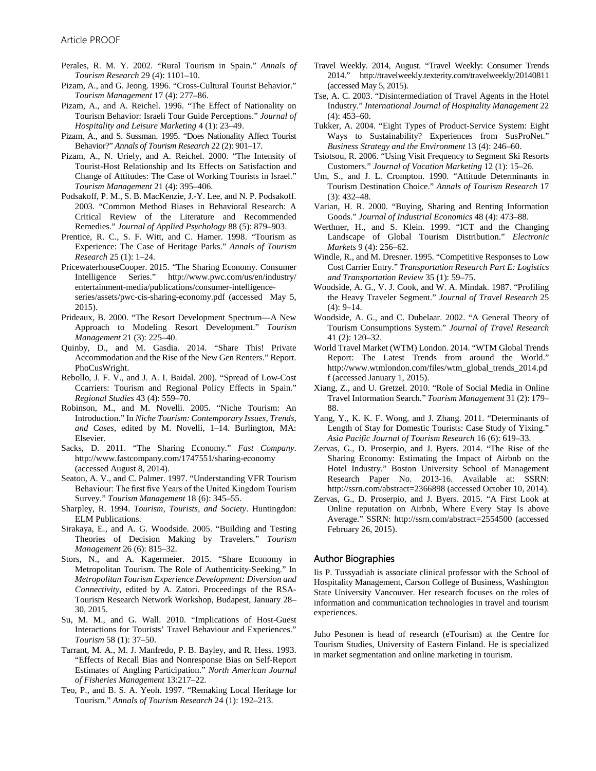Perales, R. M. Y. 2002. "Rural Tourism in Spain." *Annals of Tourism Research* 29 (4): 1101–10.

Pizam, A., and G. Jeong. 1996. "Cross-Cultural Tourist Behavior." *Tourism Management* 17 (4): 277–86.

Pizam, A., and A. Reichel. 1996. "The Effect of Nationality on Tourism Behavior: Israeli Tour Guide Perceptions." *Journal of Hospitality and Leisure Marketing* 4 (1): 23–49.

Pizam, A., and S. Sussman. 1995. "Does Nationality Affect Tourist Behavior?" *Annals of Tourism Research* 22 (2): 901–17.

Pizam, A., N. Uriely, and A. Reichel. 2000. "The Intensity of Tourist-Host Relationship and Its Effects on Satisfaction and Change of Attitudes: The Case of Working Tourists in Israel." *Tourism Management* 21 (4): 395–406.

Podsakoff, P. M., S. B. MacKenzie, J.-Y. Lee, and N. P. Podsakoff. 2003. "Common Method Biases in Behavioral Research: A Critical Review of the Literature and Recommended Remedies." *Journal of Applied Psychology* 88 (5): 879–903.

Prentice, R. C., S. F. Witt, and C. Hamer. 1998. "Tourism as Experience: The Case of Heritage Parks." *Annals of Tourism Research* 25 (1): 1–24.

PricewaterhouseCooper. 2015. "The Sharing Economy. Consumer Intelligence Series." http://www.pwc.com/us/en/industry/entertainment-media/publications/consumer-intelligence-series/assets/pwc-cis-sharing-economy.pdf (accessed May 5, 2015).

Prideaux, B. 2000. "The Resort Development Spectrum—A New Approach to Modeling Resort Development." *Tourism Management* 21 (3): 225–40.

Quinby, D., and M. Gasdia. 2014. "Share This! Private Accommodation and the Rise of the New Gen Renters." Report. PhoCusWright.

Rebollo, J. F. V., and J. A. I. Baidal. 200). "Spread of Low-Cost Ccarriers: Tourism and Regional Policy Effects in Spain." *Regional Studies* 43 (4): 559–70.

Robinson, M., and M. Novelli. 2005. "Niche Tourism: An Introduction." In *Niche Tourism: Contemporary Issues, Trends, and Cases*, edited by M. Novelli, 1–14. Burlington, MA: Elsevier.

Sacks, D. 2011. "The Sharing Economy." *Fast Company*. http://www.fastcompany.com/1747551/sharing-economy (accessed August 8, 2014).

Seaton, A. V., and C. Palmer. 1997. "Understanding VFR Tourism Behaviour: The first five Years of the United Kingdom Tourism Survey." *Tourism Management* 18 (6): 345–55.

Sharpley, R. 1994. *Tourism, Tourists, and Society*. Huntingdon: ELM Publications.

Sirakaya, E., and A. G. Woodside. 2005. "Building and Testing Theories of Decision Making by Travelers." *Tourism Management* 26 (6): 815–32.

Stors, N., and A. Kagermeier. 2015. "Share Economy in Metropolitan Tourism. The Role of Authenticity-Seeking." In *Metropolitan Tourism Experience Development: Diversion and Connectivity*, edited by A. Zatori. Proceedings of the RSA-Tourism Research Network Workshop, Budapest, January 28–30, 2015.

Su, M. M., and G. Wall. 2010. "Implications of Host-Guest Interactions for Tourists' Travel Behaviour and Experiences." *Tourism* 58 (1): 37–50.

Tarrant, M. A., M. J. Manfredo, P. B. Bayley, and R. Hess. 1993. "Effects of Recall Bias and Nonresponse Bias on Self-Report Estimates of Angling Participation." *North American Journal of Fisheries Management* 13:217–22.

Teo, P., and B. S. A. Yeoh. 1997. "Remaking Local Heritage for Tourism." *Annals of Tourism Research* 24 (1): 192–213.

Travel Weekly. 2014, August. "Travel Weekly: Consumer Trends 2014." http://travelweekly.texterity.com/travelweekly/20140811 (accessed May 5, 2015).

Tse, A. C. 2003. "Disintermediation of Travel Agents in the Hotel Industry." *International Journal of Hospitality Management* 22 (4): 453–60.

Tukker, A. 2004. "Eight Types of Product-Service System: Eight Ways to Sustainability? Experiences from SusProNet." *Business Strategy and the Environment* 13 (4): 246–60.

Tsiotsou, R. 2006. "Using Visit Frequency to Segment Ski Resorts Customers." *Journal of Vacation Marketing* 12 (1): 15–26.

Um, S., and J. L. Crompton. 1990. "Attitude Determinants in Tourism Destination Choice." *Annals of Tourism Research* 17 (3): 432–48.

Varian, H. R. 2000. "Buying, Sharing and Renting Information Goods." *Journal of Industrial Economics* 48 (4): 473–88.

Werthner, H., and S. Klein. 1999. "ICT and the Changing Landscape of Global Tourism Distribution." *Electronic Markets* 9 (4): 256–62.

Windle, R., and M. Dresner. 1995. "Competitive Responses to Low Cost Carrier Entry." *Transportation Research Part E: Logistics and Transportation Review* 35 (1): 59–75.

Woodside, A. G., V. J. Cook, and W. A. Mindak. 1987. "Profiling the Heavy Traveler Segment." *Journal of Travel Research* 25 (4): 9–14.

Woodside, A. G., and C. Dubelaar. 2002. "A General Theory of Tourism Consumptions System." *Journal of Travel Research* 41 (2): 120–32.

World Travel Market (WTM) London. 2014. "WTM Global Trends Report: The Latest Trends from around the World." http://www.wtmlondon.com/files/wtm_global_trends_2014.pdf (accessed January 1, 2015).

Xiang, Z., and U. Gretzel. 2010. "Role of Social Media in Online Travel Information Search." *Tourism Management* 31 (2): 179–88.

Yang, Y., K. K. F. Wong, and J. Zhang. 2011. "Determinants of Length of Stay for Domestic Tourists: Case Study of Yixing." *Asia Pacific Journal of Tourism Research* 16 (6): 619–33.

Zervas, G., D. Proserpio, and J. Byers. 2014. "The Rise of the Sharing Economy: Estimating the Impact of Airbnb on the Hotel Industry." Boston University School of Management Research Paper No. 2013-16. Available at: SSRN: http://ssrn.com/abstract=2366898 (accessed October 10, 2014).

Zervas, G., D. Proserpio, and J. Byers. 2015. "A First Look at Online reputation on Airbnb, Where Every Stay Is above Average." SSRN: http://ssrn.com/abstract=2554500 (accessed February 26, 2015).

## Author Biographies

Iis P. Tussyadiah is associate clinical professor with the School of Hospitality Management, Carson College of Business, Washington State University Vancouver. Her research focuses on the roles of information and communication technologies in travel and tourism experiences.

Juho Pesonen is head of research (eTourism) at the Centre for Tourism Studies, University of Eastern Finland. He is specialized in market segmentation and online marketing in tourism.